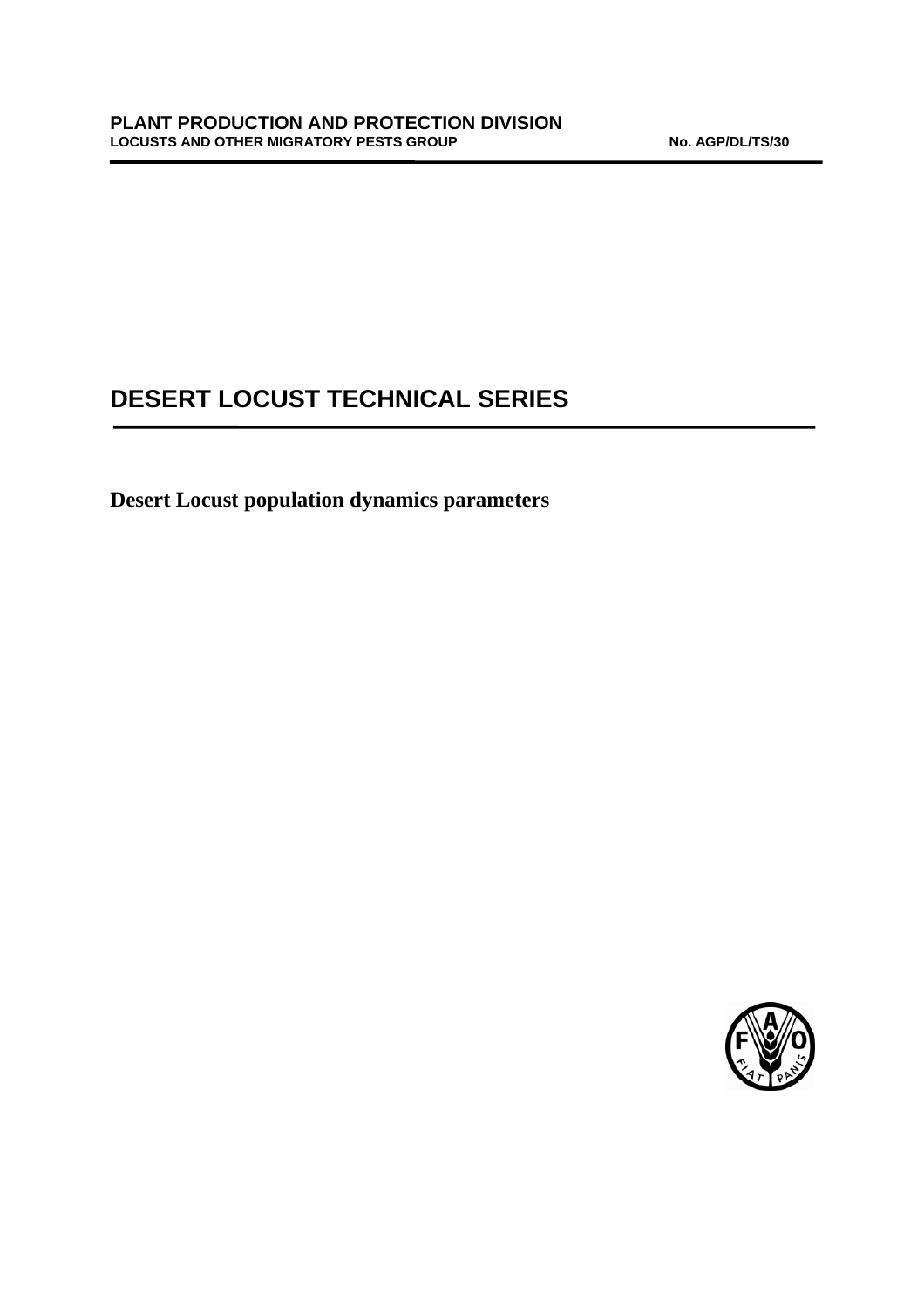**PLANT PRODUCTION AND PROTECTION DIVISION**
**LOCUSTS AND OTHER MIGRATORY PESTS GROUP** **No. AGP/DL/TS/30**

# DESERT LOCUST TECHNICAL SERIES

**Desert Locust population dynamics parameters**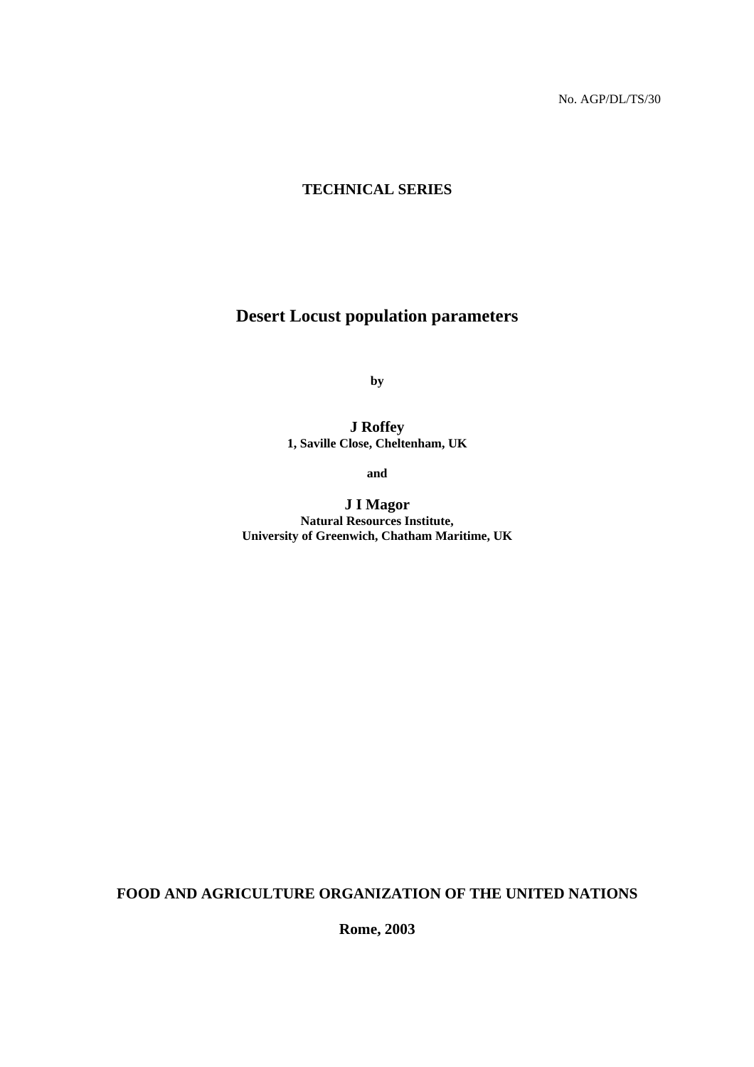No. AGP/DL/TS/30

**TECHNICAL SERIES**

# Desert Locust population parameters

**by**

**J Roffey**
**1, Saville Close, Cheltenham, UK**

**and**

**J I Magor**
**Natural Resources Institute,**
**University of Greenwich, Chatham Maritime, UK**

**FOOD AND AGRICULTURE ORGANIZATION OF THE UNITED NATIONS**

**Rome, 2003**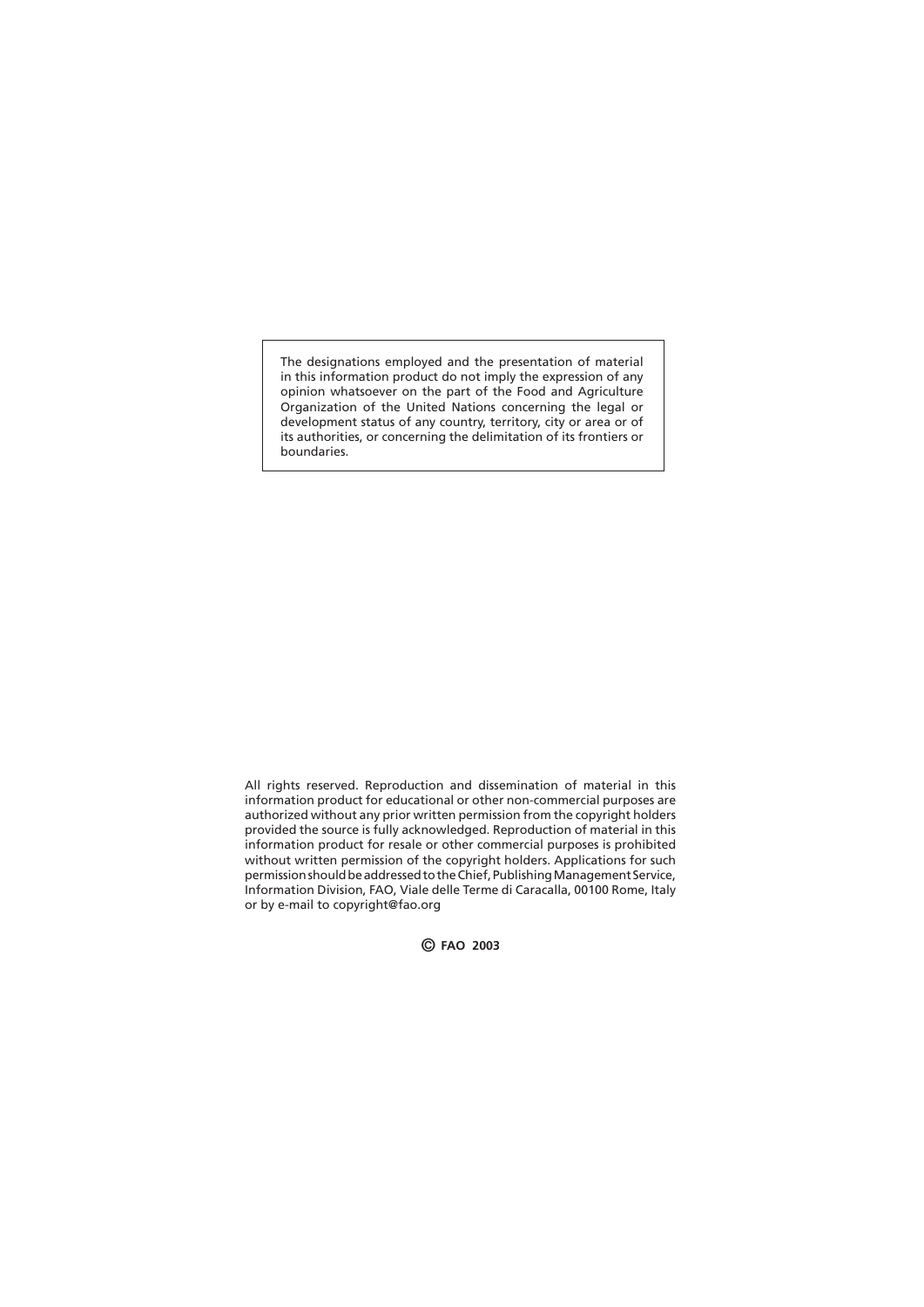The designations employed and the presentation of material in this information product do not imply the expression of any opinion whatsoever on the part of the Food and Agriculture Organization of the United Nations concerning the legal or development status of any country, territory, city or area or of its authorities, or concerning the delimitation of its frontiers or boundaries.

All rights reserved. Reproduction and dissemination of material in this information product for educational or other non-commercial purposes are authorized without any prior written permission from the copyright holders provided the source is fully acknowledged. Reproduction of material in this information product for resale or other commercial purposes is prohibited without written permission of the copyright holders. Applications for such permission should be addressed to the Chief, Publishing Management Service, Information Division, FAO, Viale delle Terme di Caracalla, 00100 Rome, Italy or by e-mail to copyright@fao.org

**© FAO 2003**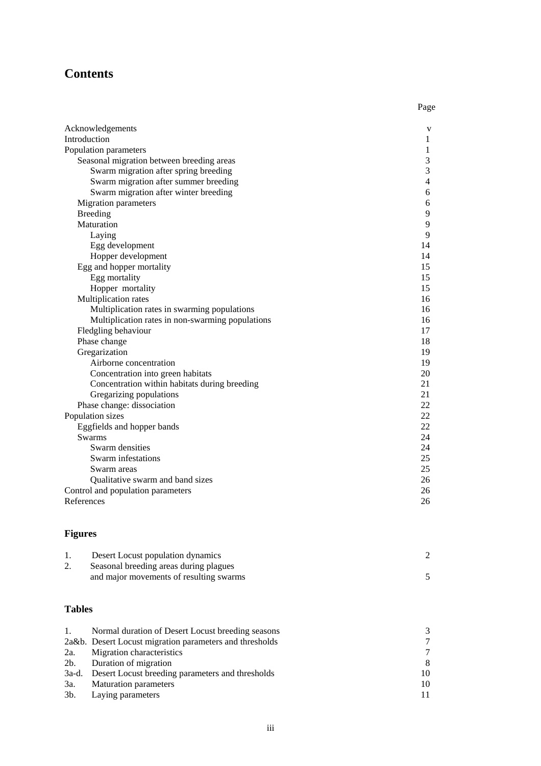# Contents

| | Page |
|---|---|
| Acknowledgements | v |
| Introduction | 1 |
| Population parameters | 1 |
| Seasonal migration between breeding areas | 3 |
| Swarm migration after spring breeding | 3 |
| Swarm migration after summer breeding | 4 |
| Swarm migration after winter breeding | 6 |
| Migration parameters | 6 |
| Breeding | 9 |
| Maturation | 9 |
| Laying | 9 |
| Egg development | 14 |
| Hopper development | 14 |
| Egg and hopper mortality | 15 |
| Egg mortality | 15 |
| Hopper mortality | 15 |
| Multiplication rates | 16 |
| Multiplication rates in swarming populations | 16 |
| Multiplication rates in non-swarming populations | 16 |
| Fledgling behaviour | 17 |
| Phase change | 18 |
| Gregarization | 19 |
| Airborne concentration | 19 |
| Concentration into green habitats | 20 |
| Concentration within habitats during breeding | 21 |
| Gregarizing populations | 21 |
| Phase change: dissociation | 22 |
| Population sizes | 22 |
| Eggfields and hopper bands | 22 |
| Swarms | 24 |
| Swarm densities | 24 |
| Swarm infestations | 25 |
| Swarm areas | 25 |
| Qualitative swarm and band sizes | 26 |
| Control and population parameters | 26 |
| References | 26 |

## Figures

| | | |
|---|---|---|
| 1. | Desert Locust population dynamics | 2 |
| 2. | Seasonal breeding areas during plagues and major movements of resulting swarms | 5 |

## Tables

| | | |
|---|---|---|
| 1. | Normal duration of Desert Locust breeding seasons | 3 |
| 2a&b. | Desert Locust migration parameters and thresholds | 7 |
| 2a. | Migration characteristics | 7 |
| 2b. | Duration of migration | 8 |
| 3a-d. | Desert Locust breeding parameters and thresholds | 10 |
| 3a. | Maturation parameters | 10 |
| 3b. | Laying parameters | 11 |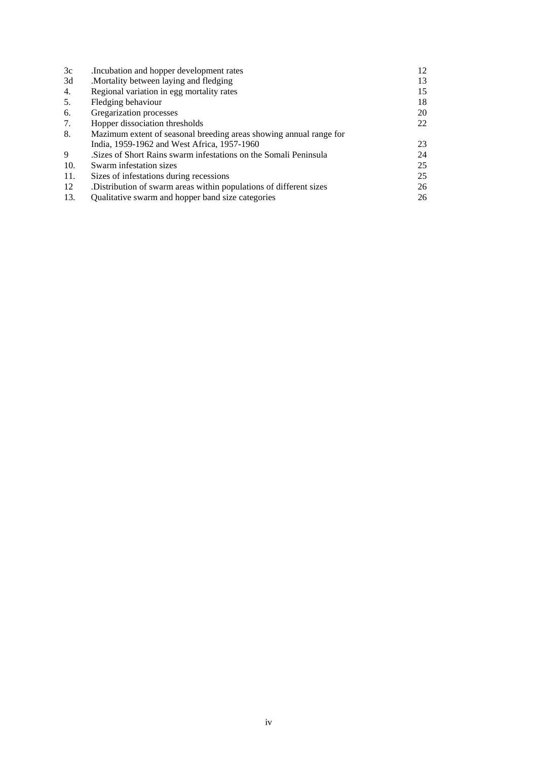| | | |
|---|---|---|
| 3c | .Incubation and hopper development rates | 12 |
| 3d | .Mortality between laying and fledging | 13 |
| 4. | Regional variation in egg mortality rates | 15 |
| 5. | Fledging behaviour | 18 |
| 6. | Gregarization processes | 20 |
| 7. | Hopper dissociation thresholds | 22 |
| 8. | Mazimum extent of seasonal breeding areas showing annual range for India, 1959-1962 and West Africa, 1957-1960 | 23 |
| 9 | .Sizes of Short Rains swarm infestations on the Somali Peninsula | 24 |
| 10. | Swarm infestation sizes | 25 |
| 11. | Sizes of infestations during recessions | 25 |
| 12 | .Distribution of swarm areas within populations of different sizes | 26 |
| 13. | Qualitative swarm and hopper band size categories | 26 |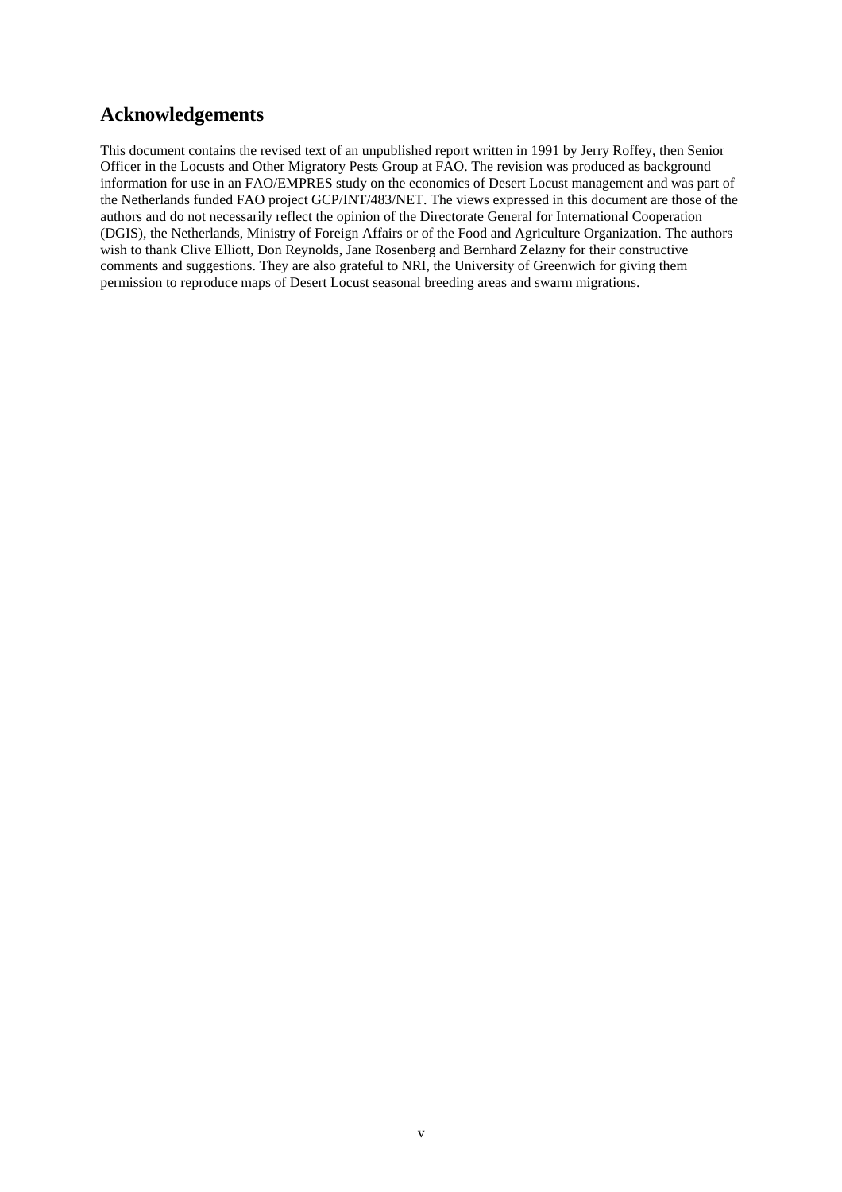## Acknowledgements

This document contains the revised text of an unpublished report written in 1991 by Jerry Roffey, then Senior Officer in the Locusts and Other Migratory Pests Group at FAO. The revision was produced as background information for use in an FAO/EMPRES study on the economics of Desert Locust management and was part of the Netherlands funded FAO project GCP/INT/483/NET. The views expressed in this document are those of the authors and do not necessarily reflect the opinion of the Directorate General for International Cooperation (DGIS), the Netherlands, Ministry of Foreign Affairs or of the Food and Agriculture Organization. The authors wish to thank Clive Elliott, Don Reynolds, Jane Rosenberg and Bernhard Zelazny for their constructive comments and suggestions. They are also grateful to NRI, the University of Greenwich for giving them permission to reproduce maps of Desert Locust seasonal breeding areas and swarm migrations.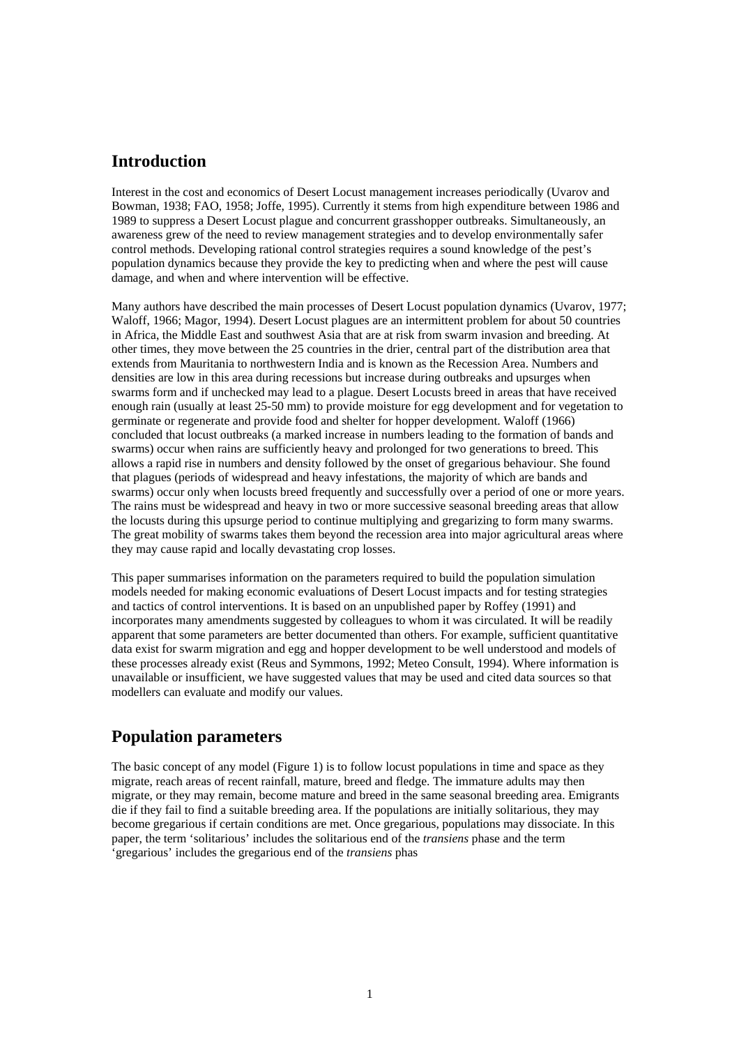## Introduction

Interest in the cost and economics of Desert Locust management increases periodically (Uvarov and Bowman, 1938; FAO, 1958; Joffe, 1995). Currently it stems from high expenditure between 1986 and 1989 to suppress a Desert Locust plague and concurrent grasshopper outbreaks. Simultaneously, an awareness grew of the need to review management strategies and to develop environmentally safer control methods. Developing rational control strategies requires a sound knowledge of the pest's population dynamics because they provide the key to predicting when and where the pest will cause damage, and when and where intervention will be effective.

Many authors have described the main processes of Desert Locust population dynamics (Uvarov, 1977; Waloff, 1966; Magor, 1994). Desert Locust plagues are an intermittent problem for about 50 countries in Africa, the Middle East and southwest Asia that are at risk from swarm invasion and breeding. At other times, they move between the 25 countries in the drier, central part of the distribution area that extends from Mauritania to northwestern India and is known as the Recession Area. Numbers and densities are low in this area during recessions but increase during outbreaks and upsurges when swarms form and if unchecked may lead to a plague. Desert Locusts breed in areas that have received enough rain (usually at least 25-50 mm) to provide moisture for egg development and for vegetation to germinate or regenerate and provide food and shelter for hopper development. Waloff (1966) concluded that locust outbreaks (a marked increase in numbers leading to the formation of bands and swarms) occur when rains are sufficiently heavy and prolonged for two generations to breed. This allows a rapid rise in numbers and density followed by the onset of gregarious behaviour. She found that plagues (periods of widespread and heavy infestations, the majority of which are bands and swarms) occur only when locusts breed frequently and successfully over a period of one or more years. The rains must be widespread and heavy in two or more successive seasonal breeding areas that allow the locusts during this upsurge period to continue multiplying and gregarizing to form many swarms. The great mobility of swarms takes them beyond the recession area into major agricultural areas where they may cause rapid and locally devastating crop losses.

This paper summarises information on the parameters required to build the population simulation models needed for making economic evaluations of Desert Locust impacts and for testing strategies and tactics of control interventions. It is based on an unpublished paper by Roffey (1991) and incorporates many amendments suggested by colleagues to whom it was circulated. It will be readily apparent that some parameters are better documented than others. For example, sufficient quantitative data exist for swarm migration and egg and hopper development to be well understood and models of these processes already exist (Reus and Symmons, 1992; Meteo Consult, 1994). Where information is unavailable or insufficient, we have suggested values that may be used and cited data sources so that modellers can evaluate and modify our values.

## Population parameters

The basic concept of any model (Figure 1) is to follow locust populations in time and space as they migrate, reach areas of recent rainfall, mature, breed and fledge. The immature adults may then migrate, or they may remain, become mature and breed in the same seasonal breeding area. Emigrants die if they fail to find a suitable breeding area. If the populations are initially solitarious, they may become gregarious if certain conditions are met. Once gregarious, populations may dissociate. In this paper, the term 'solitarious' includes the solitarious end of the *transiens* phase and the term 'gregarious' includes the gregarious end of the *transiens* phas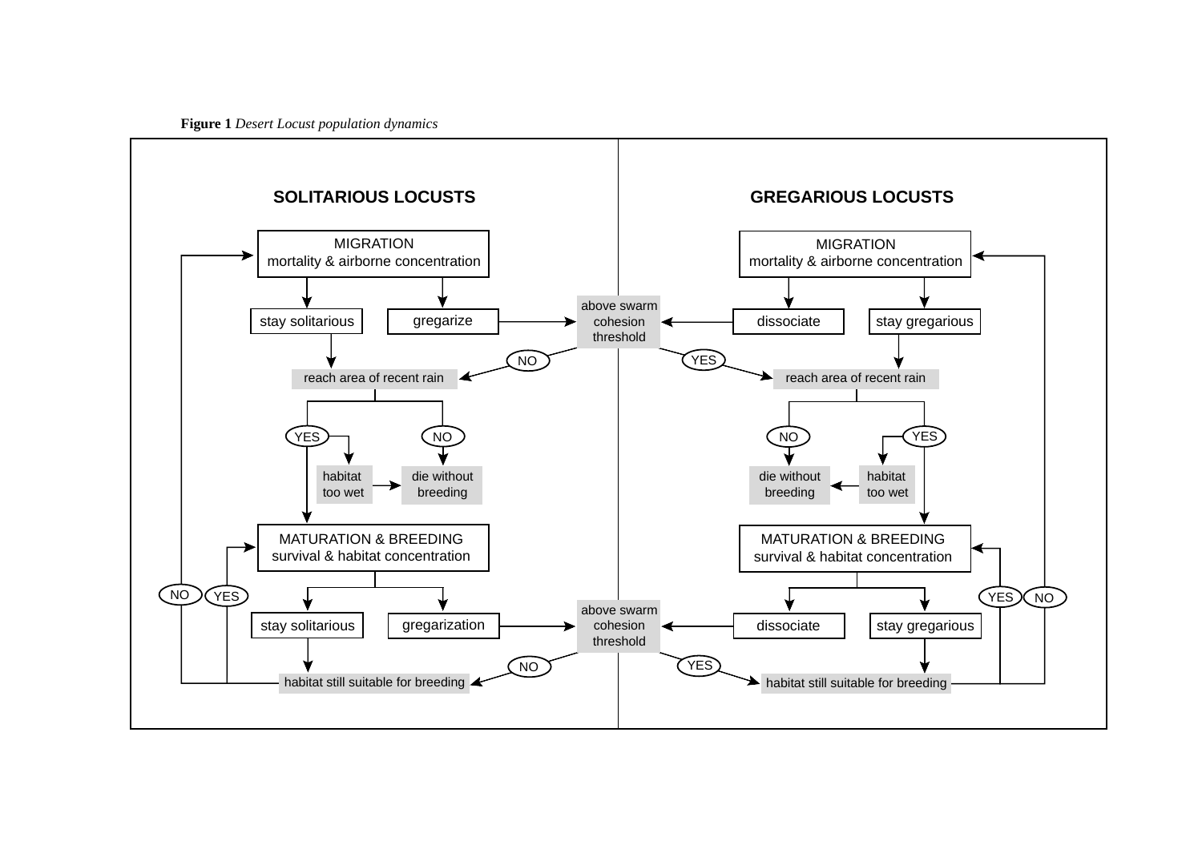**Figure 1** *Desert Locust population dynamics*

**SOLITARIOUS LOCUSTS**

MIGRATION
mortality & airborne concentration

stay solitarious

gregarize

reach area of recent rain

YES

NO

habitat too wet

die without breeding

MATURATION & BREEDING
survival & habitat concentration

stay solitarious

gregarization

habitat still suitable for breeding

NO

YES

**GREGARIOUS LOCUSTS**

MIGRATION
mortality & airborne concentration

dissociate

stay gregarious

reach area of recent rain

NO

YES

die without breeding

habitat too wet

MATURATION & BREEDING
survival & habitat concentration

dissociate

stay gregarious

habitat still suitable for breeding

YES

NO

above swarm cohesion threshold

NO

YES

above swarm cohesion threshold

NO

YES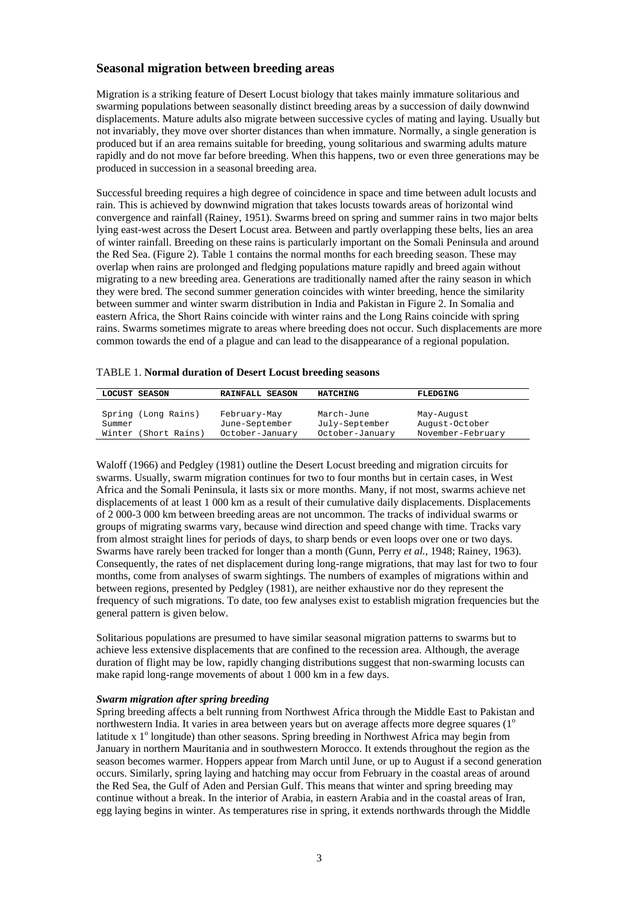## Seasonal migration between breeding areas

Migration is a striking feature of Desert Locust biology that takes mainly immature solitarious and swarming populations between seasonally distinct breeding areas by a succession of daily downwind displacements. Mature adults also migrate between successive cycles of mating and laying. Usually but not invariably, they move over shorter distances than when immature. Normally, a single generation is produced but if an area remains suitable for breeding, young solitarious and swarming adults mature rapidly and do not move far before breeding. When this happens, two or even three generations may be produced in succession in a seasonal breeding area.

Successful breeding requires a high degree of coincidence in space and time between adult locusts and rain. This is achieved by downwind migration that takes locusts towards areas of horizontal wind convergence and rainfall (Rainey, 1951). Swarms breed on spring and summer rains in two major belts lying east-west across the Desert Locust area. Between and partly overlapping these belts, lies an area of winter rainfall. Breeding on these rains is particularly important on the Somali Peninsula and around the Red Sea. (Figure 2). Table 1 contains the normal months for each breeding season. These may overlap when rains are prolonged and fledging populations mature rapidly and breed again without migrating to a new breeding area. Generations are traditionally named after the rainy season in which they were bred. The second summer generation coincides with winter breeding, hence the similarity between summer and winter swarm distribution in India and Pakistan in Figure 2. In Somalia and eastern Africa, the Short Rains coincide with winter rains and the Long Rains coincide with spring rains. Swarms sometimes migrate to areas where breeding does not occur. Such displacements are more common towards the end of a plague and can lead to the disappearance of a regional population.

TABLE 1. **Normal duration of Desert Locust breeding seasons**

| LOCUST SEASON | RAINFALL SEASON | HATCHING | FLEDGING |
|---|---|---|---|
| Spring (Long Rains) | February-May | March-June | May-August |
| Summer | June-September | July-September | August-October |
| Winter (Short Rains) | October-January | October-January | November-February |

Waloff (1966) and Pedgley (1981) outline the Desert Locust breeding and migration circuits for swarms. Usually, swarm migration continues for two to four months but in certain cases, in West Africa and the Somali Peninsula, it lasts six or more months. Many, if not most, swarms achieve net displacements of at least 1 000 km as a result of their cumulative daily displacements. Displacements of 2 000-3 000 km between breeding areas are not uncommon. The tracks of individual swarms or groups of migrating swarms vary, because wind direction and speed change with time. Tracks vary from almost straight lines for periods of days, to sharp bends or even loops over one or two days. Swarms have rarely been tracked for longer than a month (Gunn, Perry *et al.*, 1948; Rainey, 1963). Consequently, the rates of net displacement during long-range migrations, that may last for two to four months, come from analyses of swarm sightings. The numbers of examples of migrations within and between regions, presented by Pedgley (1981), are neither exhaustive nor do they represent the frequency of such migrations. To date, too few analyses exist to establish migration frequencies but the general pattern is given below.

Solitarious populations are presumed to have similar seasonal migration patterns to swarms but to achieve less extensive displacements that are confined to the recession area. Although, the average duration of flight may be low, rapidly changing distributions suggest that non-swarming locusts can make rapid long-range movements of about 1 000 km in a few days.

### *Swarm migration after spring breeding*

Spring breeding affects a belt running from Northwest Africa through the Middle East to Pakistan and northwestern India. It varies in area between years but on average affects more degree squares ($1^{o}$ latitude x $1^{o}$ longitude) than other seasons. Spring breeding in Northwest Africa may begin from January in northern Mauritania and in southwestern Morocco. It extends throughout the region as the season becomes warmer. Hoppers appear from March until June, or up to August if a second generation occurs. Similarly, spring laying and hatching may occur from February in the coastal areas of around the Red Sea, the Gulf of Aden and Persian Gulf. This means that winter and spring breeding may continue without a break. In the interior of Arabia, in eastern Arabia and in the coastal areas of Iran, egg laying begins in winter. As temperatures rise in spring, it extends northwards through the Middle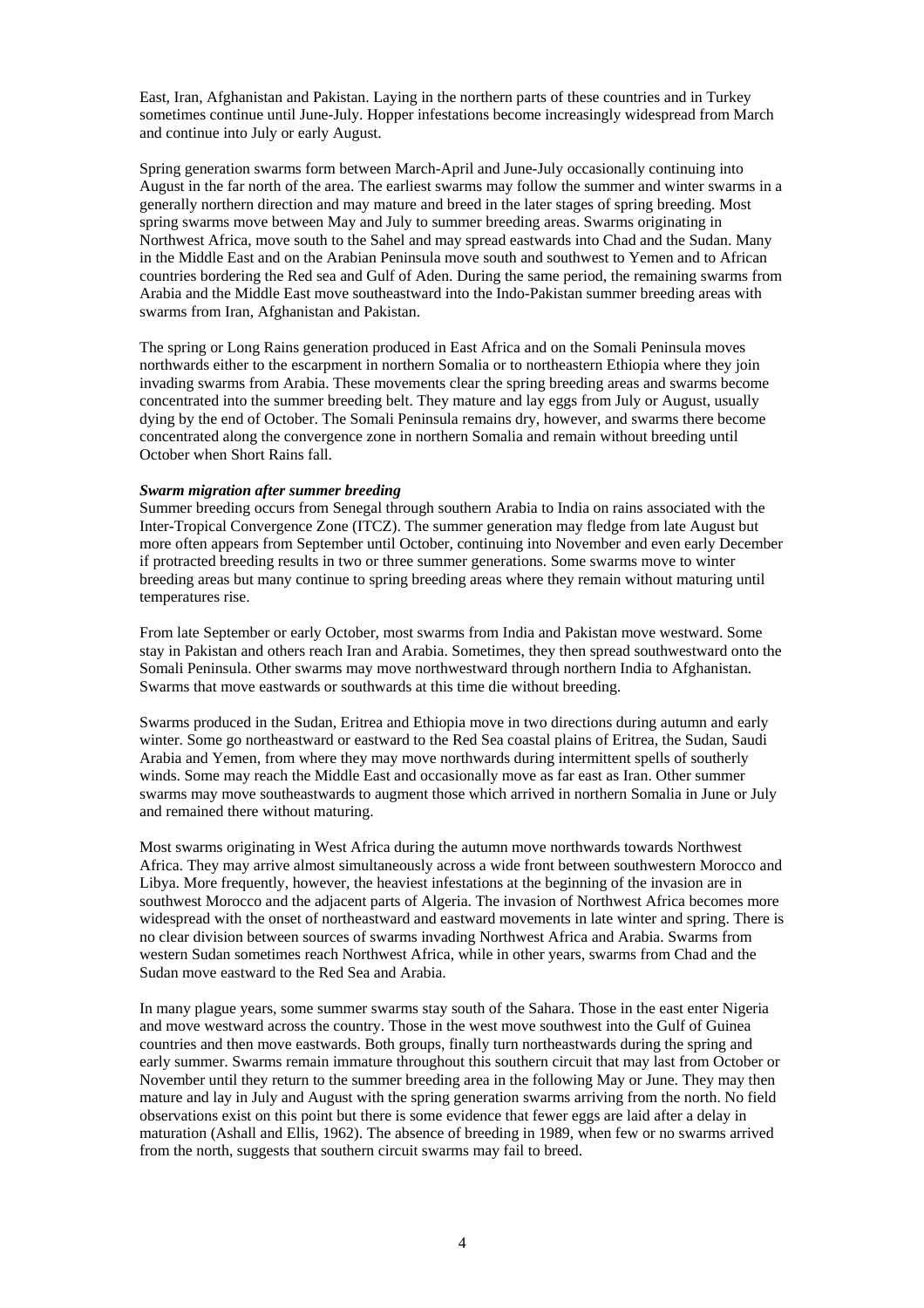East, Iran, Afghanistan and Pakistan. Laying in the northern parts of these countries and in Turkey sometimes continue until June-July. Hopper infestations become increasingly widespread from March and continue into July or early August.

Spring generation swarms form between March-April and June-July occasionally continuing into August in the far north of the area. The earliest swarms may follow the summer and winter swarms in a generally northern direction and may mature and breed in the later stages of spring breeding. Most spring swarms move between May and July to summer breeding areas. Swarms originating in Northwest Africa, move south to the Sahel and may spread eastwards into Chad and the Sudan. Many in the Middle East and on the Arabian Peninsula move south and southwest to Yemen and to African countries bordering the Red sea and Gulf of Aden. During the same period, the remaining swarms from Arabia and the Middle East move southeastward into the Indo-Pakistan summer breeding areas with swarms from Iran, Afghanistan and Pakistan.

The spring or Long Rains generation produced in East Africa and on the Somali Peninsula moves northwards either to the escarpment in northern Somalia or to northeastern Ethiopia where they join invading swarms from Arabia. These movements clear the spring breeding areas and swarms become concentrated into the summer breeding belt. They mature and lay eggs from July or August, usually dying by the end of October. The Somali Peninsula remains dry, however, and swarms there become concentrated along the convergence zone in northern Somalia and remain without breeding until October when Short Rains fall.

***Swarm migration after summer breeding***

Summer breeding occurs from Senegal through southern Arabia to India on rains associated with the Inter-Tropical Convergence Zone (ITCZ). The summer generation may fledge from late August but more often appears from September until October, continuing into November and even early December if protracted breeding results in two or three summer generations. Some swarms move to winter breeding areas but many continue to spring breeding areas where they remain without maturing until temperatures rise.

From late September or early October, most swarms from India and Pakistan move westward. Some stay in Pakistan and others reach Iran and Arabia. Sometimes, they then spread southwestward onto the Somali Peninsula. Other swarms may move northwestward through northern India to Afghanistan. Swarms that move eastwards or southwards at this time die without breeding.

Swarms produced in the Sudan, Eritrea and Ethiopia move in two directions during autumn and early winter. Some go northeastward or eastward to the Red Sea coastal plains of Eritrea, the Sudan, Saudi Arabia and Yemen, from where they may move northwards during intermittent spells of southerly winds. Some may reach the Middle East and occasionally move as far east as Iran. Other summer swarms may move southeastwards to augment those which arrived in northern Somalia in June or July and remained there without maturing.

Most swarms originating in West Africa during the autumn move northwards towards Northwest Africa. They may arrive almost simultaneously across a wide front between southwestern Morocco and Libya. More frequently, however, the heaviest infestations at the beginning of the invasion are in southwest Morocco and the adjacent parts of Algeria. The invasion of Northwest Africa becomes more widespread with the onset of northeastward and eastward movements in late winter and spring. There is no clear division between sources of swarms invading Northwest Africa and Arabia. Swarms from western Sudan sometimes reach Northwest Africa, while in other years, swarms from Chad and the Sudan move eastward to the Red Sea and Arabia.

In many plague years, some summer swarms stay south of the Sahara. Those in the east enter Nigeria and move westward across the country. Those in the west move southwest into the Gulf of Guinea countries and then move eastwards. Both groups, finally turn northeastwards during the spring and early summer. Swarms remain immature throughout this southern circuit that may last from October or November until they return to the summer breeding area in the following May or June. They may then mature and lay in July and August with the spring generation swarms arriving from the north. No field observations exist on this point but there is some evidence that fewer eggs are laid after a delay in maturation (Ashall and Ellis, 1962). The absence of breeding in 1989, when few or no swarms arrived from the north, suggests that southern circuit swarms may fail to breed.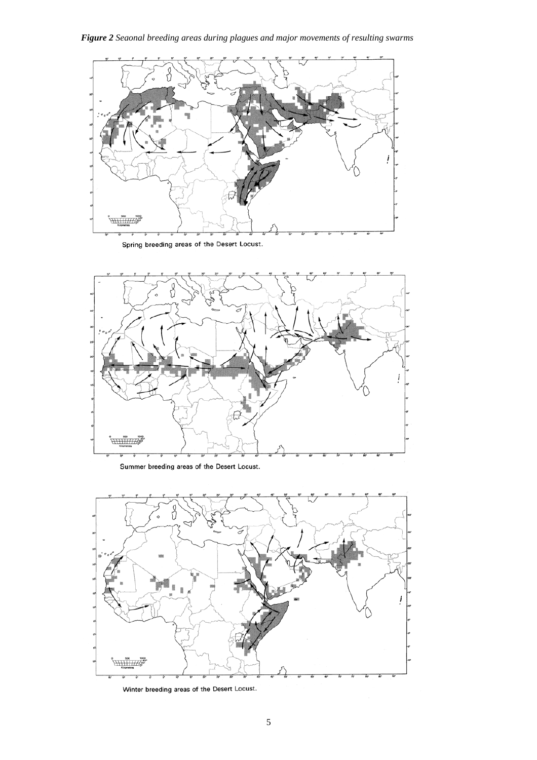***Figure 2** Seaonal breeding areas during plagues and major movements of resulting swarms*

Spring breeding areas of the Desert Locust.

Summer breeding areas of the Desert Locust.

Winter breeding areas of the Desert Locust.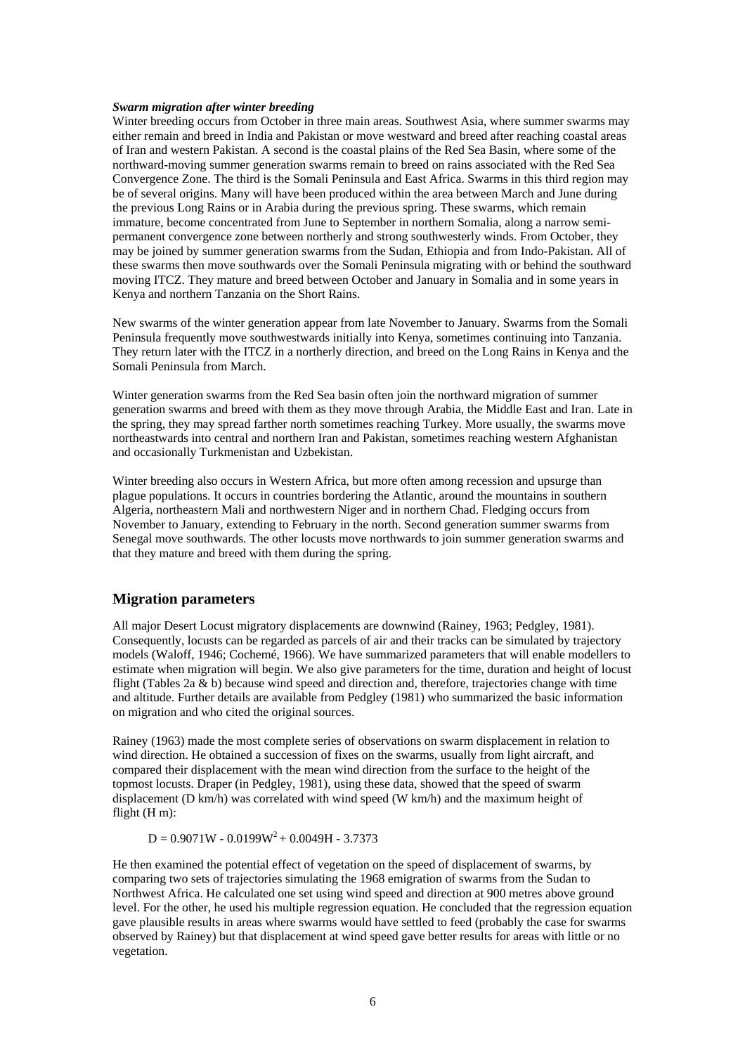***Swarm migration after winter breeding***

Winter breeding occurs from October in three main areas. Southwest Asia, where summer swarms may either remain and breed in India and Pakistan or move westward and breed after reaching coastal areas of Iran and western Pakistan. A second is the coastal plains of the Red Sea Basin, where some of the northward-moving summer generation swarms remain to breed on rains associated with the Red Sea Convergence Zone. The third is the Somali Peninsula and East Africa. Swarms in this third region may be of several origins. Many will have been produced within the area between March and June during the previous Long Rains or in Arabia during the previous spring. These swarms, which remain immature, become concentrated from June to September in northern Somalia, along a narrow semi-permanent convergence zone between northerly and strong southwesterly winds. From October, they may be joined by summer generation swarms from the Sudan, Ethiopia and from Indo-Pakistan. All of these swarms then move southwards over the Somali Peninsula migrating with or behind the southward moving ITCZ. They mature and breed between October and January in Somalia and in some years in Kenya and northern Tanzania on the Short Rains.

New swarms of the winter generation appear from late November to January. Swarms from the Somali Peninsula frequently move southwestwards initially into Kenya, sometimes continuing into Tanzania. They return later with the ITCZ in a northerly direction, and breed on the Long Rains in Kenya and the Somali Peninsula from March.

Winter generation swarms from the Red Sea basin often join the northward migration of summer generation swarms and breed with them as they move through Arabia, the Middle East and Iran. Late in the spring, they may spread farther north sometimes reaching Turkey. More usually, the swarms move northeastwards into central and northern Iran and Pakistan, sometimes reaching western Afghanistan and occasionally Turkmenistan and Uzbekistan.

Winter breeding also occurs in Western Africa, but more often among recession and upsurge than plague populations. It occurs in countries bordering the Atlantic, around the mountains in southern Algeria, northeastern Mali and northwestern Niger and in northern Chad. Fledging occurs from November to January, extending to February in the north. Second generation summer swarms from Senegal move southwards. The other locusts move northwards to join summer generation swarms and that they mature and breed with them during the spring.

## Migration parameters

All major Desert Locust migratory displacements are downwind (Rainey, 1963; Pedgley, 1981). Consequently, locusts can be regarded as parcels of air and their tracks can be simulated by trajectory models (Waloff, 1946; Cochemé, 1966). We have summarized parameters that will enable modellers to estimate when migration will begin. We also give parameters for the time, duration and height of locust flight (Tables 2a & b) because wind speed and direction and, therefore, trajectories change with time and altitude. Further details are available from Pedgley (1981) who summarized the basic information on migration and who cited the original sources.

Rainey (1963) made the most complete series of observations on swarm displacement in relation to wind direction. He obtained a succession of fixes on the swarms, usually from light aircraft, and compared their displacement with the mean wind direction from the surface to the height of the topmost locusts. Draper (in Pedgley, 1981), using these data, showed that the speed of swarm displacement (D km/h) was correlated with wind speed (W km/h) and the maximum height of flight (H m):

$$D = 0.9071W - 0.0199W^2 + 0.0049H - 3.7373$$

He then examined the potential effect of vegetation on the speed of displacement of swarms, by comparing two sets of trajectories simulating the 1968 emigration of swarms from the Sudan to Northwest Africa. He calculated one set using wind speed and direction at 900 metres above ground level. For the other, he used his multiple regression equation. He concluded that the regression equation gave plausible results in areas where swarms would have settled to feed (probably the case for swarms observed by Rainey) but that displacement at wind speed gave better results for areas with little or no vegetation.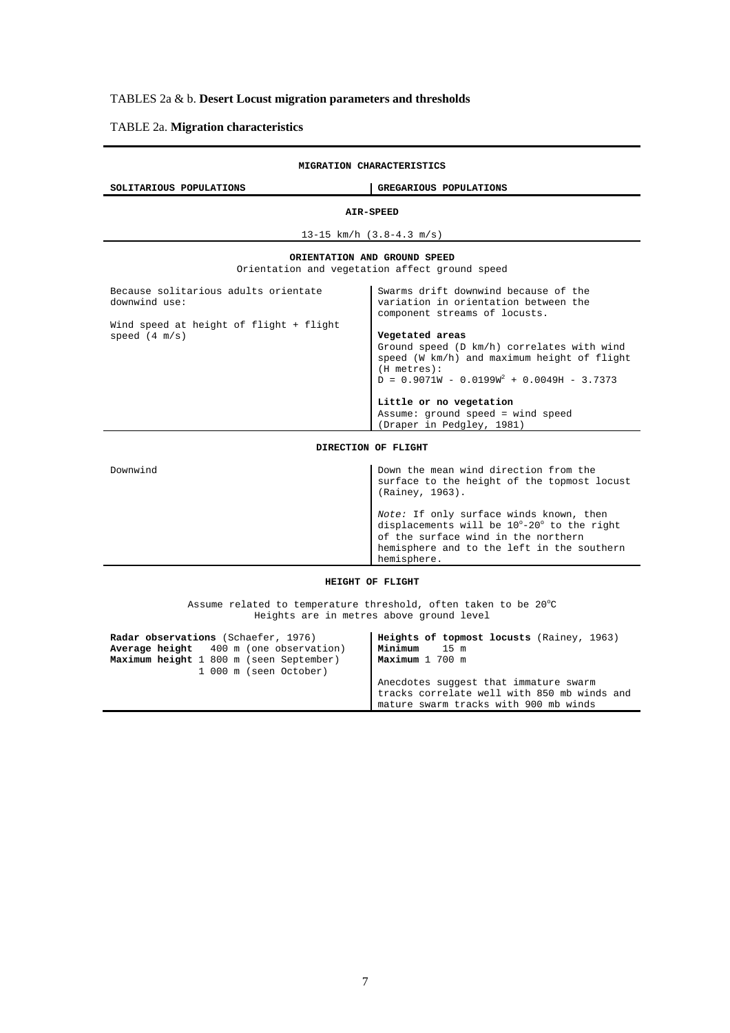TABLES 2a & b. **Desert Locust migration parameters and thresholds**

TABLE 2a. **Migration characteristics**

| **MIGRATION CHARACTERISTICS** | |
|---|---|
| **SOLITARIOUS POPULATIONS** | **GREGARIOUS POPULATIONS** |
| **AIR-SPEED** | |
| 13-15 km/h (3.8-4.3 m/s) | |
| **ORIENTATION AND GROUND SPEED**<br>Orientation and vegetation affect ground speed | |
| Because solitarious adults orientate downwind use:<br><br>Wind speed at height of flight + flight speed (4 m/s) | Swarms drift downwind because of the variation in orientation between the component streams of locusts.<br><br>**Vegetated areas**<br>Ground speed (D km/h) correlates with wind speed (W km/h) and maximum height of flight (H metres):<br>$D = 0.9071W - 0.0199W^2 + 0.0049H - 3.7373$<br><br>**Little or no vegetation**<br>Assume: ground speed = wind speed<br>(Draper in Pedgley, 1981) |
| **DIRECTION OF FLIGHT** | |
| Downwind | Down the mean wind direction from the surface to the height of the topmost locust (Rainey, 1963).<br><br>*Note:* If only surface winds known, then displacements will be 10°-20° to the right of the surface wind in the northern hemisphere and to the left in the southern hemisphere. |
| **HEIGHT OF FLIGHT**<br>Assume related to temperature threshold, often taken to be 20°C<br>Heights are in metres above ground level | |
| **Radar observations** (Schaefer, 1976)<br>**Average height** 400 m (one observation)<br>**Maximum height** 1 800 m (seen September)<br>1 000 m (seen October) | **Heights of topmost locusts** (Rainey, 1963)<br>**Minimum** 15 m<br>**Maximum** 1 700 m<br><br>Anecdotes suggest that immature swarm tracks correlate well with 850 mb winds and mature swarm tracks with 900 mb winds |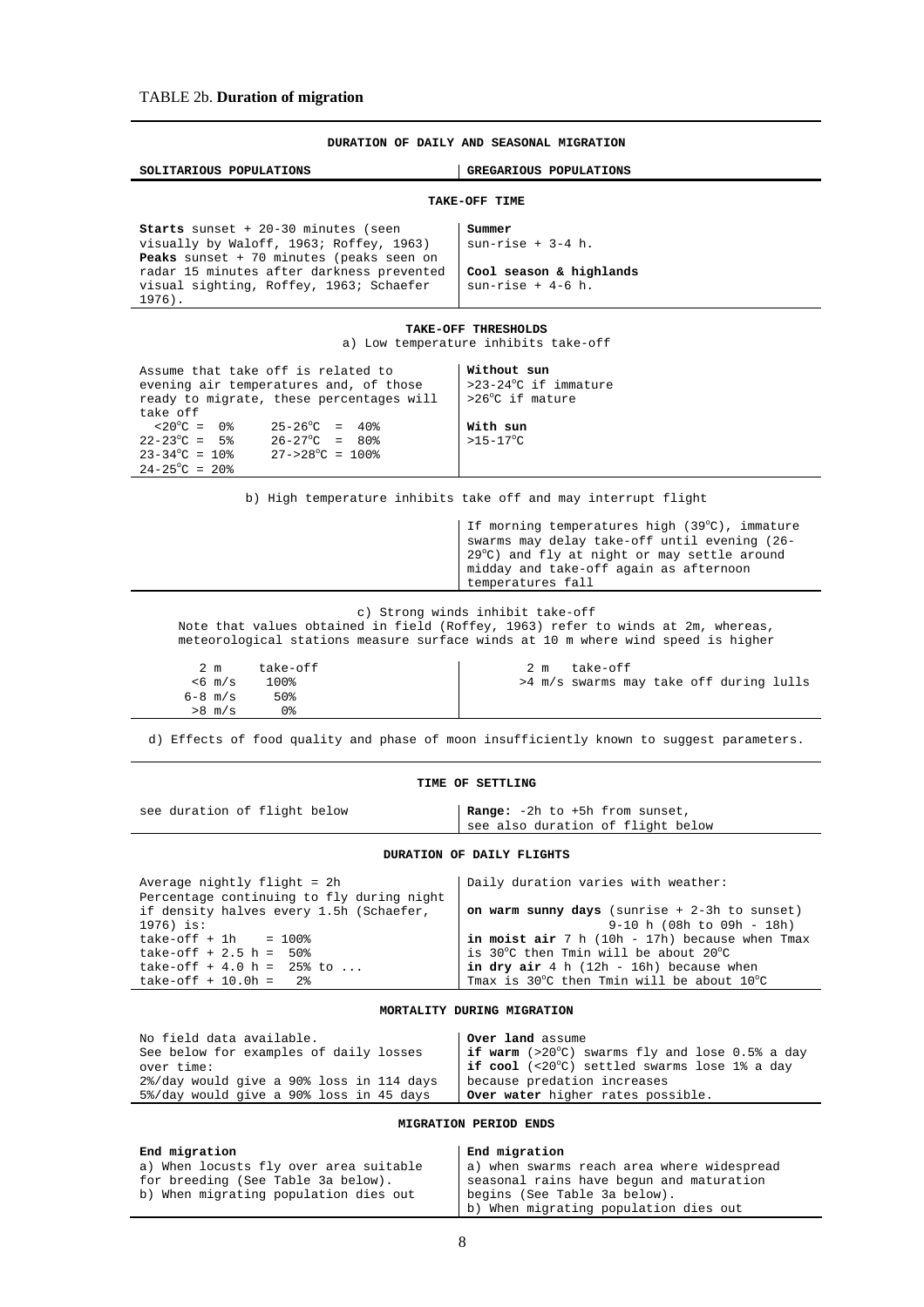TABLE 2b. **Duration of migration**

**DURATION OF DAILY AND SEASONAL MIGRATION**

| SOLITARIOUS POPULATIONS | GREGARIOUS POPULATIONS |
|---|---|
| **TAKE-OFF TIME** | |
| **Starts** sunset + 20-30 minutes (seen visually by Waloff, 1963; Roffey, 1963) **Peaks** sunset + 70 minutes (peaks seen on radar 15 minutes after darkness prevented visual sighting, Roffey, 1963; Schaefer 1976). | **Summer** sun-rise + 3-4 h. **Cool season & highlands** sun-rise + 4-6 h. |
| **TAKE-OFF THRESHOLDS** a) Low temperature inhibits take-off | |
| Assume that take off is related to evening air temperatures and, of those ready to migrate, these percentages will take off: <20°C = 0%; 22-23°C = 5%; 23-34°C = 10%; 24-25°C = 20%; 25-26°C = 40%; 26-27°C = 80%; 27->28°C = 100% | **Without sun** >23-24°C if immature; >26°C if mature. **With sun** >15-17°C |
| b) High temperature inhibits take off and may interrupt flight | |
| | If morning temperatures high (39°C), immature swarms may delay take-off until evening (26-29°C) and fly at night or may settle around midday and take-off again as afternoon temperatures fall |
| c) Strong winds inhibit take-off. Note that values obtained in field (Roffey, 1963) refer to winds at 2m, whereas, meteorological stations measure surface winds at 10 m where wind speed is higher | |
| 2 m take-off: <6 m/s 100%; 6-8 m/s 50%; >8 m/s 0% | 2 m take-off: >4 m/s swarms may take off during lulls |
| d) Effects of food quality and phase of moon insufficiently known to suggest parameters. | |
| **TIME OF SETTLING** | |
| see duration of flight below | **Range:** -2h to +5h from sunset, see also duration of flight below |
| **DURATION OF DAILY FLIGHTS** | |
| Average nightly flight = 2h. Percentage continuing to fly during night if density halves every 1.5h (Schaefer, 1976) is: take-off + 1h = 100%; take-off + 2.5 h = 50%; take-off + 4.0 h = 25% to ...; take-off + 10.0h = 2% | Daily duration varies with weather: **on warm sunny days** (sunrise + 2-3h to sunset) 9-10 h (08h to 09h - 18h); **in moist air** 7 h (10h - 17h) because when Tmax is 30°C then Tmin will be about 20°C; **in dry air** 4 h (12h - 16h) because when Tmax is 30°C then Tmin will be about 10°C |
| **MORTALITY DURING MIGRATION** | |
| No field data available. See below for examples of daily losses over time: 2%/day would give a 90% loss in 114 days; 5%/day would give a 90% loss in 45 days | **Over land** assume **if warm** (>20°C) swarms fly and lose 0.5% a day; **if cool** (<20°C) settled swarms lose 1% a day because predation increases. **Over water** higher rates possible. |
| **MIGRATION PERIOD ENDS** | |
| **End migration** a) When locusts fly over area suitable for breeding (See Table 3a below). b) When migrating population dies out | **End migration** a) when swarms reach area where widespread seasonal rains have begun and maturation begins (See Table 3a below). b) When migrating population dies out |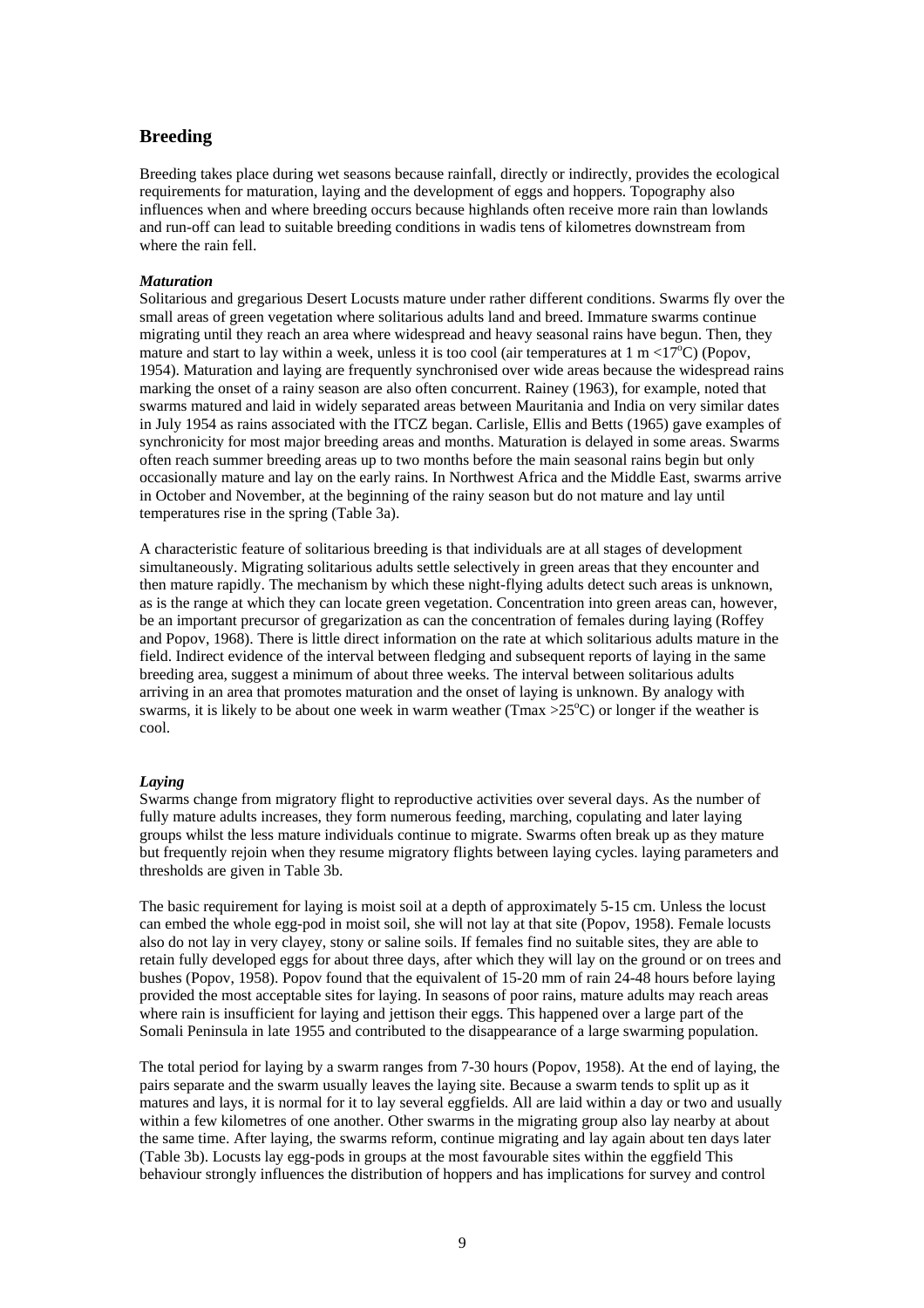## Breeding

Breeding takes place during wet seasons because rainfall, directly or indirectly, provides the ecological requirements for maturation, laying and the development of eggs and hoppers. Topography also influences when and where breeding occurs because highlands often receive more rain than lowlands and run-off can lead to suitable breeding conditions in wadis tens of kilometres downstream from where the rain fell.

### *Maturation*

Solitarious and gregarious Desert Locusts mature under rather different conditions. Swarms fly over the small areas of green vegetation where solitarious adults land and breed. Immature swarms continue migrating until they reach an area where widespread and heavy seasonal rains have begun. Then, they mature and start to lay within a week, unless it is too cool (air temperatures at 1 m <17°C) (Popov, 1954). Maturation and laying are frequently synchronised over wide areas because the widespread rains marking the onset of a rainy season are also often concurrent. Rainey (1963), for example, noted that swarms matured and laid in widely separated areas between Mauritania and India on very similar dates in July 1954 as rains associated with the ITCZ began. Carlisle, Ellis and Betts (1965) gave examples of synchronicity for most major breeding areas and months. Maturation is delayed in some areas. Swarms often reach summer breeding areas up to two months before the main seasonal rains begin but only occasionally mature and lay on the early rains. In Northwest Africa and the Middle East, swarms arrive in October and November, at the beginning of the rainy season but do not mature and lay until temperatures rise in the spring (Table 3a).

A characteristic feature of solitarious breeding is that individuals are at all stages of development simultaneously. Migrating solitarious adults settle selectively in green areas that they encounter and then mature rapidly. The mechanism by which these night-flying adults detect such areas is unknown, as is the range at which they can locate green vegetation. Concentration into green areas can, however, be an important precursor of gregarization as can the concentration of females during laying (Roffey and Popov, 1968). There is little direct information on the rate at which solitarious adults mature in the field. Indirect evidence of the interval between fledging and subsequent reports of laying in the same breeding area, suggest a minimum of about three weeks. The interval between solitarious adults arriving in an area that promotes maturation and the onset of laying is unknown. By analogy with swarms, it is likely to be about one week in warm weather (Tmax >25°C) or longer if the weather is cool.

### *Laying*

Swarms change from migratory flight to reproductive activities over several days. As the number of fully mature adults increases, they form numerous feeding, marching, copulating and later laying groups whilst the less mature individuals continue to migrate. Swarms often break up as they mature but frequently rejoin when they resume migratory flights between laying cycles. laying parameters and thresholds are given in Table 3b.

The basic requirement for laying is moist soil at a depth of approximately 5-15 cm. Unless the locust can embed the whole egg-pod in moist soil, she will not lay at that site (Popov, 1958). Female locusts also do not lay in very clayey, stony or saline soils. If females find no suitable sites, they are able to retain fully developed eggs for about three days, after which they will lay on the ground or on trees and bushes (Popov, 1958). Popov found that the equivalent of 15-20 mm of rain 24-48 hours before laying provided the most acceptable sites for laying. In seasons of poor rains, mature adults may reach areas where rain is insufficient for laying and jettison their eggs. This happened over a large part of the Somali Peninsula in late 1955 and contributed to the disappearance of a large swarming population.

The total period for laying by a swarm ranges from 7-30 hours (Popov, 1958). At the end of laying, the pairs separate and the swarm usually leaves the laying site. Because a swarm tends to split up as it matures and lays, it is normal for it to lay several eggfields. All are laid within a day or two and usually within a few kilometres of one another. Other swarms in the migrating group also lay nearby at about the same time. After laying, the swarms reform, continue migrating and lay again about ten days later (Table 3b). Locusts lay egg-pods in groups at the most favourable sites within the eggfield This behaviour strongly influences the distribution of hoppers and has implications for survey and control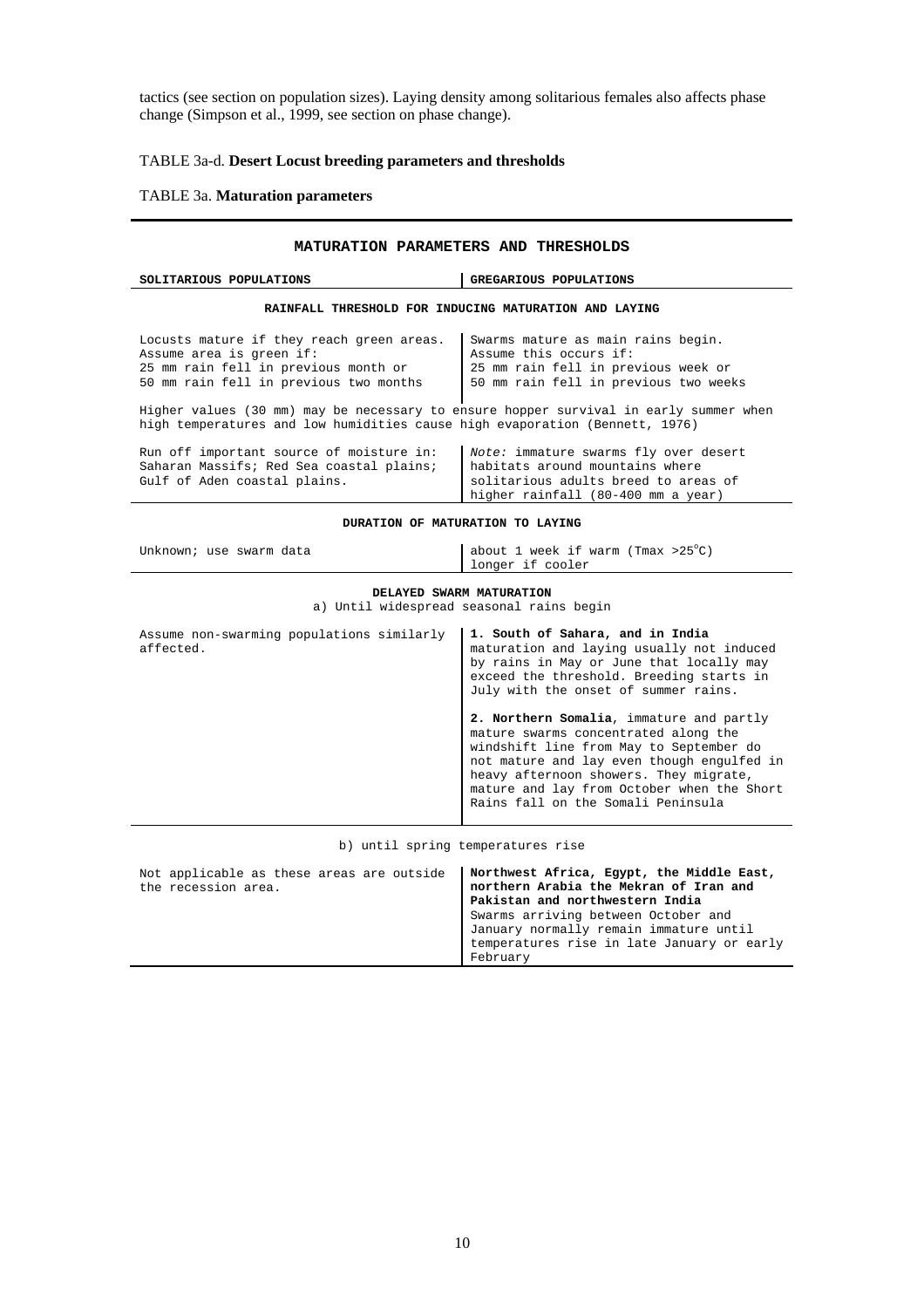tactics (see section on population sizes). Laying density among solitarious females also affects phase change (Simpson et al., 1999, see section on phase change).

TABLE 3a-d. **Desert Locust breeding parameters and thresholds**

TABLE 3a. **Maturation parameters**

| **MATURATION PARAMETERS AND THRESHOLDS** | |
|---|---|
| **SOLITARIOUS POPULATIONS** | **GREGARIOUS POPULATIONS** |
| **RAINFALL THRESHOLD FOR INDUCING MATURATION AND LAYING** | |
| Locusts mature if they reach green areas. Assume area is green if: 25 mm rain fell in previous month or 50 mm rain fell in previous two months | Swarms mature as main rains begin. Assume this occurs if: 25 mm rain fell in previous week or 50 mm rain fell in previous two weeks |
| Higher values (30 mm) may be necessary to ensure hopper survival in early summer when high temperatures and low humidities cause high evaporation (Bennett, 1976) | |
| Run off important source of moisture in: Saharan Massifs; Red Sea coastal plains; Gulf of Aden coastal plains. | *Note:* immature swarms fly over desert habitats around mountains where solitarious adults breed to areas of higher rainfall (80-400 mm a year) |
| **DURATION OF MATURATION TO LAYING** | |
| Unknown; use swarm data | about 1 week if warm (Tmax >25°C) longer if cooler |
| **DELAYED SWARM MATURATION** a) Until widespread seasonal rains begin | |
| Assume non-swarming populations similarly affected. | **1. South of Sahara, and in India** maturation and laying usually not induced by rains in May or June that locally may exceed the threshold. Breeding starts in July with the onset of summer rains.<br><br>**2. Northern Somalia**, immature and partly mature swarms concentrated along the windshift line from May to September do not mature and lay even though engulfed in heavy afternoon showers. They migrate, mature and lay from October when the Short Rains fall on the Somali Peninsula |
| b) until spring temperatures rise | |
| Not applicable as these areas are outside the recession area. | **Northwest Africa, Egypt, the Middle East, northern Arabia the Mekran of Iran and Pakistan and northwestern India** Swarms arriving between October and January normally remain immature until temperatures rise in late January or early February |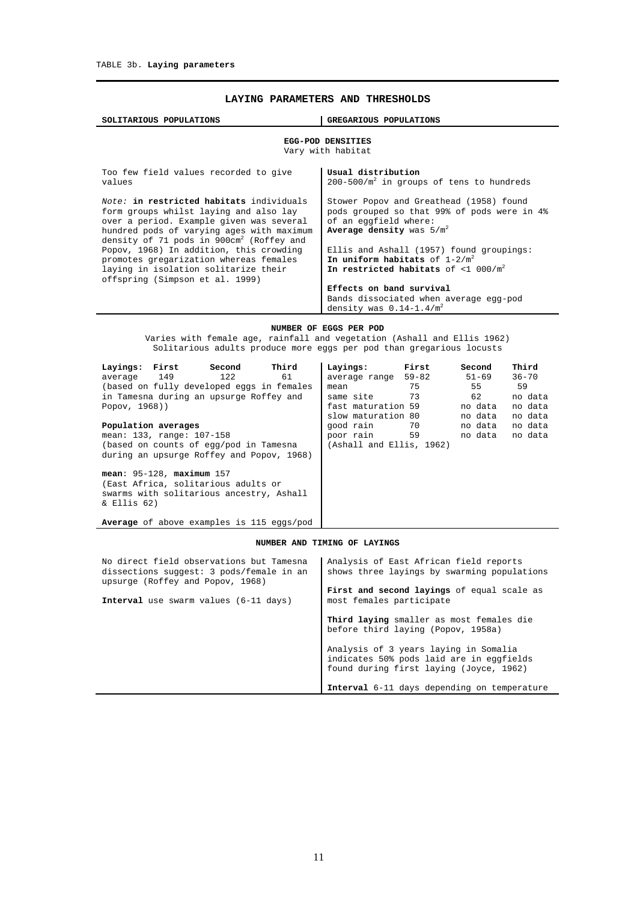TABLE 3b. **Laying parameters**

## LAYING PARAMETERS AND THRESHOLDS

| SOLITARIOUS POPULATIONS | GREGARIOUS POPULATIONS |
|---|---|

### EGG-POD DENSITIES

Vary with habitat

| SOLITARIOUS POPULATIONS | GREGARIOUS POPULATIONS |
|---|---|
| Too few field values recorded to give values | **Usual distribution**<br>200-500/$m^2$ in groups of tens to hundreds |
| *Note:* **in restricted habitats** individuals form groups whilst laying and also lay over a period. Example given was several hundred pods of varying ages with maximum density of 71 pods in 900$cm^2$ (Roffey and Popov, 1968) In addition, this crowding promotes gregarization whereas females laying in isolation solitarize their offspring (Simpson et al. 1999) | Stower Popov and Greathead (1958) found pods grouped so that 99% of pods were in 4% of an eggfield where:<br>**Average density** was 5/$m^2$<br><br>Ellis and Ashall (1957) found groupings:<br>**In uniform habitats** of 1-2/$m^2$<br>**In restricted habitats** of <1 000/$m^2$<br><br>**Effects on band survival**<br>Bands dissociated when average egg-pod density was 0.14-1.4/$m^2$ |

### NUMBER OF EGGS PER POD

Varies with female age, rainfall and vegetation (Ashall and Ellis 1962)
Solitarious adults produce more eggs per pod than gregarious locusts

**Solitarious populations**

| Layings: | First | Second | Third |
|---|---|---|---|
| average | 149 | 122 | 61 |

(based on fully developed eggs in females in Tamesna during an upsurge Roffey and Popov, 1968))

**Population averages**
mean: 133, range: 107-158
(based on counts of egg/pod in Tamesna during an upsurge Roffey and Popov, 1968)

**mean**: 95-128, **maximum** 157
(East Africa, solitarious adults or swarms with solitarious ancestry, Ashall & Ellis 62)

**Average** of above examples is 115 eggs/pod

**Gregarious populations**

| Layings: | First | Second | Third |
|---|---|---|---|
| average range | 59-82 | 51-69 | 36-70 |
| mean | 75 | 55 | 59 |
| same site | 73 | 62 | no data |
| fast maturation | 59 | no data | no data |
| slow maturation | 80 | no data | no data |
| good rain | 70 | no data | no data |
| poor rain | 59 | no data | no data |

(Ashall and Ellis, 1962)

### NUMBER AND TIMING OF LAYINGS

| SOLITARIOUS POPULATIONS | GREGARIOUS POPULATIONS |
|---|---|
| No direct field observations but Tamesna dissections suggest: 3 pods/female in an upsurge (Roffey and Popov, 1968)<br><br>**Interval** use swarm values (6-11 days) | Analysis of East African field reports shows three layings by swarming populations<br><br>**First and second layings** of equal scale as most females participate<br><br>**Third laying** smaller as most females die before third laying (Popov, 1958a)<br><br>Analysis of 3 years laying in Somalia indicates 50% pods laid are in eggfields found during first laying (Joyce, 1962)<br><br>**Interval** 6-11 days depending on temperature |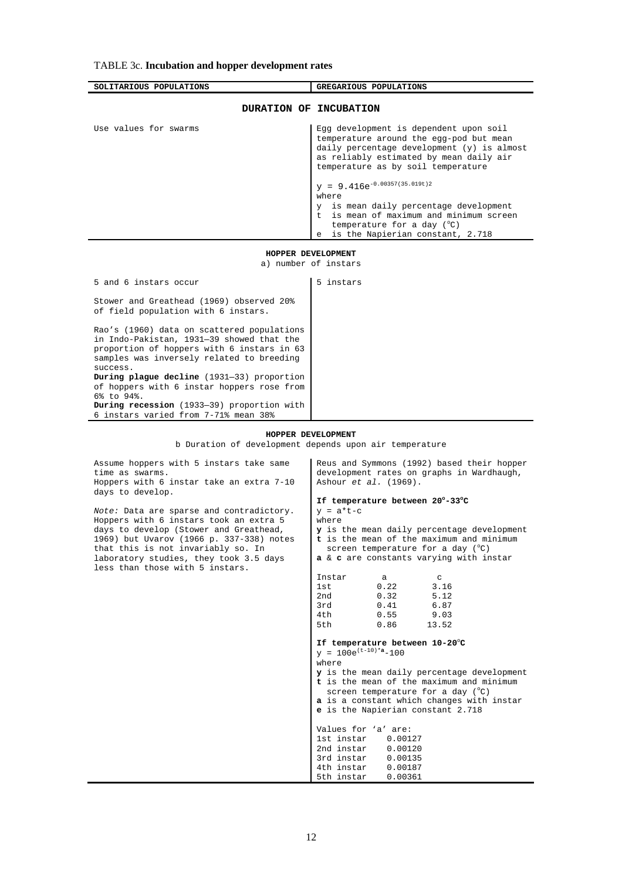TABLE 3c. **Incubation and hopper development rates**

| SOLITARIOUS POPULATIONS | GREGARIOUS POPULATIONS |
|---|---|
| **DURATION OF INCUBATION** | |
| Use values for swarms | Egg development is dependent upon soil temperature around the egg-pod but mean daily percentage development (y) is almost as reliably estimated by mean daily air temperature as by soil temperature<br><br>$y = 9.416e^{-0.00357(35.019t)2}$<br>where<br>y is mean daily percentage development<br>t is mean of maximum and minimum screen temperature for a day (°C)<br>e is the Napierian constant, 2.718 |
| **HOPPER DEVELOPMENT**<br>a) number of instars | |
| 5 and 6 instars occur<br><br>Stower and Greathead (1969) observed 20% of field population with 6 instars.<br><br>Rao's (1960) data on scattered populations in Indo-Pakistan, 1931–39 showed that the proportion of hoppers with 6 instars in 63 samples was inversely related to breeding success.<br>**During plague decline** (1931–33) proportion of hoppers with 6 instar hoppers rose from 6% to 94%.<br>**During recession** (1933–39) proportion with 6 instars varied from 7-71% mean 38% | 5 instars |
| **HOPPER DEVELOPMENT**<br>b Duration of development depends upon air temperature | |
| Assume hoppers with 5 instars take same time as swarms.<br>Hoppers with 6 instar take an extra 7-10 days to develop.<br><br>*Note:* Data are sparse and contradictory. Hoppers with 6 instars took an extra 5 days to develop (Stower and Greathead, 1969) but Uvarov (1966 p. 337-338) notes that this is not invariably so. In laboratory studies, they took 3.5 days less than those with 5 instars. | Reus and Symmons (1992) based their hopper development rates on graphs in Wardhaugh, Ashour *et al.* (1969).<br><br>**If temperature between 20°-33°C**<br>$y = a*t-c$<br>where<br>**y** is the mean daily percentage development<br>**t** is the mean of the maximum and minimum screen temperature for a day (°C)<br>**a** & **c** are constants varying with instar<br><br>Instar — a — c<br>1st — 0.22 — 3.16<br>2nd — 0.32 — 5.12<br>3rd — 0.41 — 6.87<br>4th — 0.55 — 9.03<br>5th — 0.86 — 13.52<br><br>**If temperature between 10-20°C**<br>$y = 100e^{(t-10)*a}-100$<br>where<br>**y** is the mean daily percentage development<br>**t** is the mean of the maximum and minimum screen temperature for a day (°C)<br>**a** is a constant which changes with instar<br>**e** is the Napierian constant 2.718<br><br>Values for 'a' are:<br>1st instar 0.00127<br>2nd instar 0.00120<br>3rd instar 0.00135<br>4th instar 0.00187<br>5th instar 0.00361 |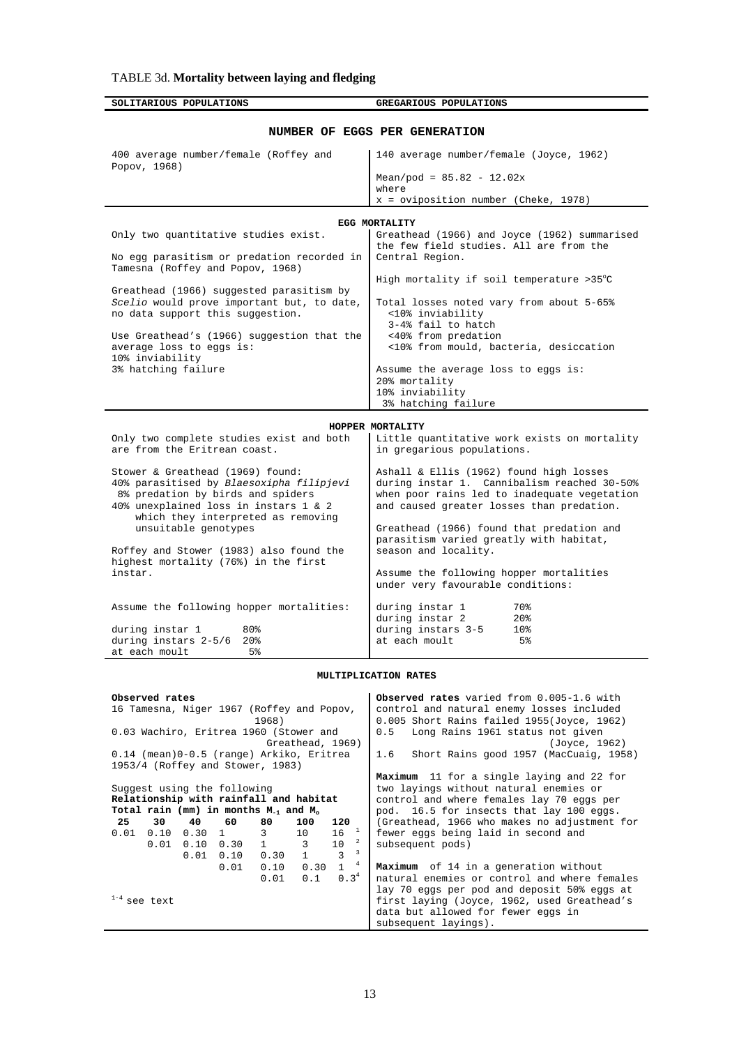TABLE 3d. **Mortality between laying and fledging**

| SOLITARIOUS POPULATIONS | GREGARIOUS POPULATIONS |
|---|---|
| **NUMBER OF EGGS PER GENERATION** | |
| 400 average number/female (Roffey and Popov, 1968) | 140 average number/female (Joyce, 1962)<br><br>Mean/pod = 85.82 - 12.02x<br>where<br>x = oviposition number (Cheke, 1978) |
| **EGG MORTALITY** | |
| Only two quantitative studies exist.<br><br>No egg parasitism or predation recorded in Tamesna (Roffey and Popov, 1968)<br><br>Greathead (1966) suggested parasitism by *Scelio* would prove important but, to date, no data support this suggestion.<br><br>Use Greathead's (1966) suggestion that the average loss to eggs is:<br>10% inviability<br>3% hatching failure | Greathead (1966) and Joyce (1962) summarised the few field studies. All are from the Central Region.<br><br>High mortality if soil temperature >35°C<br><br>Total losses noted vary from about 5-65%<br><10% inviability<br>3-4% fail to hatch<br><40% from predation<br><10% from mould, bacteria, desiccation<br><br>Assume the average loss to eggs is:<br>20% mortality<br>10% inviability<br>3% hatching failure |
| **HOPPER MORTALITY** | |
| Only two complete studies exist and both are from the Eritrean coast.<br><br>Stower & Greathead (1969) found:<br>40% parasitised by *Blaesoxipha filipjevi*<br>8% predation by birds and spiders<br>40% unexplained loss in instars 1 & 2 which they interpreted as removing unsuitable genotypes<br><br>Roffey and Stower (1983) also found the highest mortality (76%) in the first instar.<br><br>Assume the following hopper mortalities:<br><br>during instar 1 80%<br>during instars 2-5/6 20%<br>at each moult 5% | Little quantitative work exists on mortality in gregarious populations.<br><br>Ashall & Ellis (1962) found high losses during instar 1. Cannibalism reached 30-50% when poor rains led to inadequate vegetation and caused greater losses than predation.<br><br>Greathead (1966) found that predation and parasitism varied greatly with habitat, season and locality.<br><br>Assume the following hopper mortalities under very favourable conditions:<br><br>during instar 1 70%<br>during instar 2 20%<br>during instars 3-5 10%<br>at each moult 5% |

**MULTIPLICATION RATES**

**SOLITARIOUS POPULATIONS**

**Observed rates**
16 Tamesna, Niger 1967 (Roffey and Popov, 1968)
0.03 Wachiro, Eritrea 1960 (Stower and Greathead, 1969)
0.14 (mean)0-0.5 (range) Arkiko, Eritrea 1953/4 (Roffey and Stower, 1983)

Suggest using the following
**Relationship with rainfall and habitat**
**Total rain (mm) in months $M_{-1}$ and $M_o$**

| 25 | 30 | 40 | 60 | 80 | 100 | 120 | |
|---|---|---|---|---|---|---|---|
| 0.01 | 0.10 | 0.30 | 1 | 3 | 10 | 16 | [1] |
| | 0.01 | 0.10 | 0.30 | 1 | 3 | 10 | [2] |
| | | 0.01 | 0.10 | 0.30 | 1 | 3 | [3] |
| | | | 0.01 | 0.10 | 0.30 | 1 | [4] |
| | | | | 0.01 | 0.1 | 0.3 | [4] |

[1-4] see text

**GREGARIOUS POPULATIONS**

**Observed rates** varied from 0.005-1.6 with control and natural enemy losses included
0.005 Short Rains failed 1955(Joyce, 1962)
0.5 Long Rains 1961 status not given (Joyce, 1962)
1.6 Short Rains good 1957 (MacCuaig, 1958)

**Maximum** 11 for a single laying and 22 for two layings without natural enemies or control and where females lay 70 eggs per pod. 16.5 for insects that lay 100 eggs. (Greathead, 1966 who makes no adjustment for fewer eggs being laid in second and subsequent pods)

**Maximum** of 14 in a generation without natural enemies or control and where females lay 70 eggs per pod and deposit 50% eggs at first laying (Joyce, 1962, used Greathead's data but allowed for fewer eggs in subsequent layings).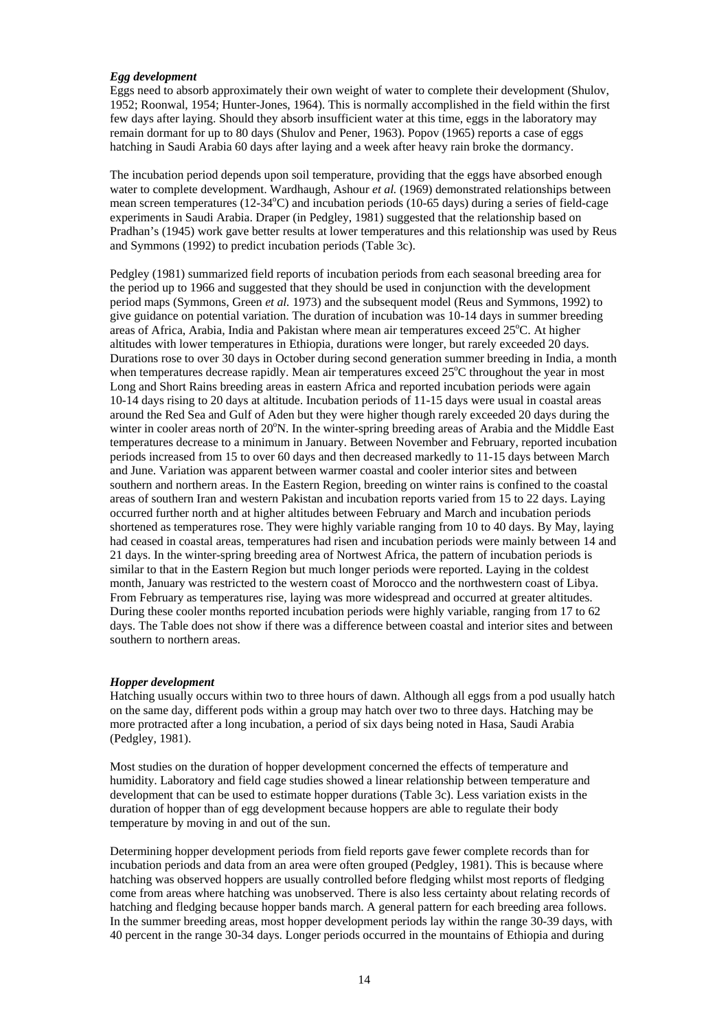### *Egg development*

Eggs need to absorb approximately their own weight of water to complete their development (Shulov, 1952; Roonwal, 1954; Hunter-Jones, 1964). This is normally accomplished in the field within the first few days after laying. Should they absorb insufficient water at this time, eggs in the laboratory may remain dormant for up to 80 days (Shulov and Pener, 1963). Popov (1965) reports a case of eggs hatching in Saudi Arabia 60 days after laying and a week after heavy rain broke the dormancy.

The incubation period depends upon soil temperature, providing that the eggs have absorbed enough water to complete development. Wardhaugh, Ashour *et al.* (1969) demonstrated relationships between mean screen temperatures (12-34°C) and incubation periods (10-65 days) during a series of field-cage experiments in Saudi Arabia. Draper (in Pedgley, 1981) suggested that the relationship based on Pradhan's (1945) work gave better results at lower temperatures and this relationship was used by Reus and Symmons (1992) to predict incubation periods (Table 3c).

Pedgley (1981) summarized field reports of incubation periods from each seasonal breeding area for the period up to 1966 and suggested that they should be used in conjunction with the development period maps (Symmons, Green *et al.* 1973) and the subsequent model (Reus and Symmons, 1992) to give guidance on potential variation. The duration of incubation was 10-14 days in summer breeding areas of Africa, Arabia, India and Pakistan where mean air temperatures exceed 25°C. At higher altitudes with lower temperatures in Ethiopia, durations were longer, but rarely exceeded 20 days. Durations rose to over 30 days in October during second generation summer breeding in India, a month when temperatures decrease rapidly. Mean air temperatures exceed 25°C throughout the year in most Long and Short Rains breeding areas in eastern Africa and reported incubation periods were again 10-14 days rising to 20 days at altitude. Incubation periods of 11-15 days were usual in coastal areas around the Red Sea and Gulf of Aden but they were higher though rarely exceeded 20 days during the winter in cooler areas north of 20°N. In the winter-spring breeding areas of Arabia and the Middle East temperatures decrease to a minimum in January. Between November and February, reported incubation periods increased from 15 to over 60 days and then decreased markedly to 11-15 days between March and June. Variation was apparent between warmer coastal and cooler interior sites and between southern and northern areas. In the Eastern Region, breeding on winter rains is confined to the coastal areas of southern Iran and western Pakistan and incubation reports varied from 15 to 22 days. Laying occurred further north and at higher altitudes between February and March and incubation periods shortened as temperatures rose. They were highly variable ranging from 10 to 40 days. By May, laying had ceased in coastal areas, temperatures had risen and incubation periods were mainly between 14 and 21 days. In the winter-spring breeding area of Nortwest Africa, the pattern of incubation periods is similar to that in the Eastern Region but much longer periods were reported. Laying in the coldest month, January was restricted to the western coast of Morocco and the northwestern coast of Libya. From February as temperatures rise, laying was more widespread and occurred at greater altitudes. During these cooler months reported incubation periods were highly variable, ranging from 17 to 62 days. The Table does not show if there was a difference between coastal and interior sites and between southern to northern areas.

### *Hopper development*

Hatching usually occurs within two to three hours of dawn. Although all eggs from a pod usually hatch on the same day, different pods within a group may hatch over two to three days. Hatching may be more protracted after a long incubation, a period of six days being noted in Hasa, Saudi Arabia (Pedgley, 1981).

Most studies on the duration of hopper development concerned the effects of temperature and humidity. Laboratory and field cage studies showed a linear relationship between temperature and development that can be used to estimate hopper durations (Table 3c). Less variation exists in the duration of hopper than of egg development because hoppers are able to regulate their body temperature by moving in and out of the sun.

Determining hopper development periods from field reports gave fewer complete records than for incubation periods and data from an area were often grouped (Pedgley, 1981). This is because where hatching was observed hoppers are usually controlled before fledging whilst most reports of fledging come from areas where hatching was unobserved. There is also less certainty about relating records of hatching and fledging because hopper bands march. A general pattern for each breeding area follows. In the summer breeding areas, most hopper development periods lay within the range 30-39 days, with 40 percent in the range 30-34 days. Longer periods occurred in the mountains of Ethiopia and during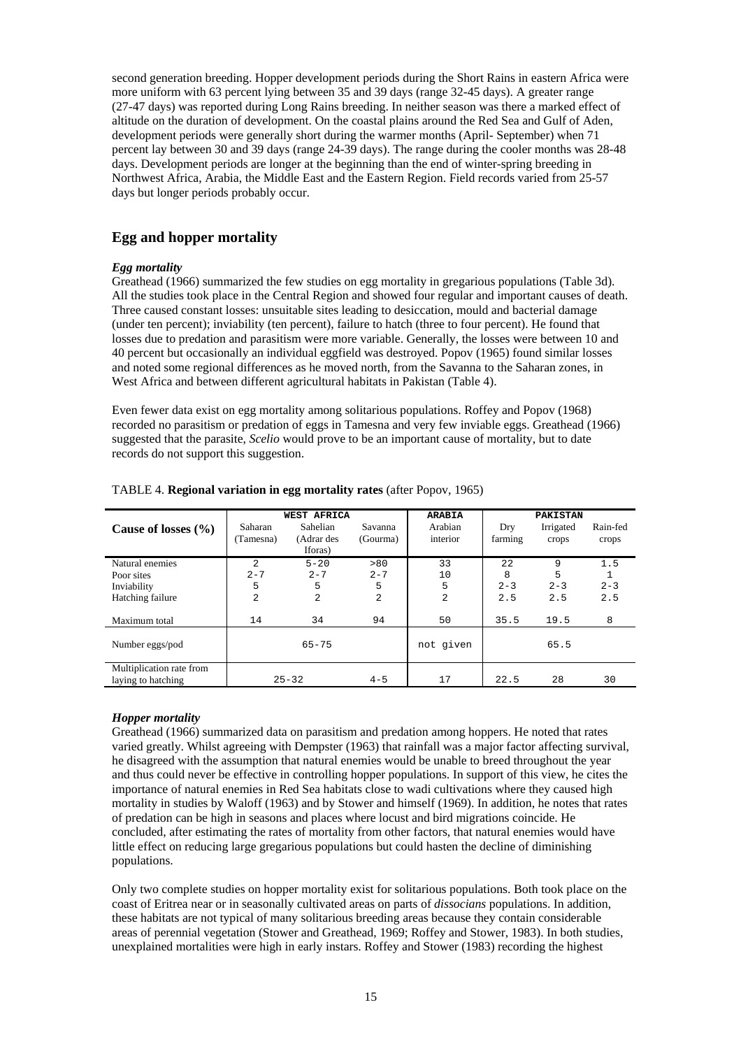second generation breeding. Hopper development periods during the Short Rains in eastern Africa were more uniform with 63 percent lying between 35 and 39 days (range 32-45 days). A greater range (27-47 days) was reported during Long Rains breeding. In neither season was there a marked effect of altitude on the duration of development. On the coastal plains around the Red Sea and Gulf of Aden, development periods were generally short during the warmer months (April- September) when 71 percent lay between 30 and 39 days (range 24-39 days). The range during the cooler months was 28-48 days. Development periods are longer at the beginning than the end of winter-spring breeding in Northwest Africa, Arabia, the Middle East and the Eastern Region. Field records varied from 25-57 days but longer periods probably occur.

## Egg and hopper mortality

### *Egg mortality*

Greathead (1966) summarized the few studies on egg mortality in gregarious populations (Table 3d). All the studies took place in the Central Region and showed four regular and important causes of death. Three caused constant losses: unsuitable sites leading to desiccation, mould and bacterial damage (under ten percent); inviability (ten percent), failure to hatch (three to four percent). He found that losses due to predation and parasitism were more variable. Generally, the losses were between 10 and 40 percent but occasionally an individual eggfield was destroyed. Popov (1965) found similar losses and noted some regional differences as he moved north, from the Savanna to the Saharan zones, in West Africa and between different agricultural habitats in Pakistan (Table 4).

Even fewer data exist on egg mortality among solitarious populations. Roffey and Popov (1968) recorded no parasitism or predation of eggs in Tamesna and very few inviable eggs. Greathead (1966) suggested that the parasite, *Scelio* would prove to be an important cause of mortality, but to date records do not support this suggestion.

TABLE 4. **Regional variation in egg mortality rates** (after Popov, 1965)

| Cause of losses (%) | WEST AFRICA | | | ARABIA | PAKISTAN | | |
|---|---|---|---|---|---|---|---|
| | Saharan (Tamesna) | Sahelian (Adrar des Iforas) | Savanna (Gourma) | Arabian interior | Dry farming | Irrigated crops | Rain-fed crops |
| Natural enemies | 2 | 5-20 | >80 | 33 | 22 | 9 | 1.5 |
| Poor sites | 2-7 | 2-7 | 2-7 | 10 | 8 | 5 | 1 |
| Inviability | 5 | 5 | 5 | 5 | 2-3 | 2-3 | 2-3 |
| Hatching failure | 2 | 2 | 2 | 2 | 2.5 | 2.5 | 2.5 |
| Maximum total | 14 | 34 | 94 | 50 | 35.5 | 19.5 | 8 |
| Number eggs/pod | 65-75 | | | not given | 65.5 | | |
| Multiplication rate from laying to hatching | 25-32 | | 4-5 | 17 | 22.5 | 28 | 30 |

### *Hopper mortality*

Greathead (1966) summarized data on parasitism and predation among hoppers. He noted that rates varied greatly. Whilst agreeing with Dempster (1963) that rainfall was a major factor affecting survival, he disagreed with the assumption that natural enemies would be unable to breed throughout the year and thus could never be effective in controlling hopper populations. In support of this view, he cites the importance of natural enemies in Red Sea habitats close to wadi cultivations where they caused high mortality in studies by Waloff (1963) and by Stower and himself (1969). In addition, he notes that rates of predation can be high in seasons and places where locust and bird migrations coincide. He concluded, after estimating the rates of mortality from other factors, that natural enemies would have little effect on reducing large gregarious populations but could hasten the decline of diminishing populations.

Only two complete studies on hopper mortality exist for solitarious populations. Both took place on the coast of Eritrea near or in seasonally cultivated areas on parts of *dissocians* populations. In addition, these habitats are not typical of many solitarious breeding areas because they contain considerable areas of perennial vegetation (Stower and Greathead, 1969; Roffey and Stower, 1983). In both studies, unexplained mortalities were high in early instars. Roffey and Stower (1983) recording the highest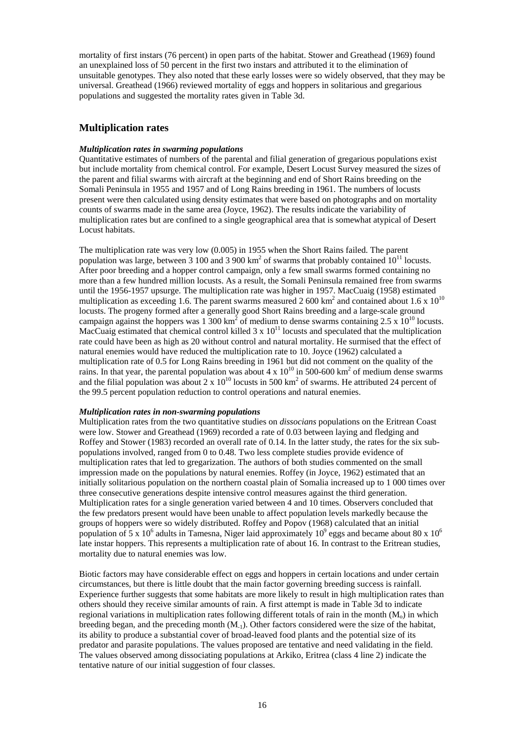mortality of first instars (76 percent) in open parts of the habitat. Stower and Greathead (1969) found an unexplained loss of 50 percent in the first two instars and attributed it to the elimination of unsuitable genotypes. They also noted that these early losses were so widely observed, that they may be universal. Greathead (1966) reviewed mortality of eggs and hoppers in solitarious and gregarious populations and suggested the mortality rates given in Table 3d.

## Multiplication rates

***Multiplication rates in swarming populations***

Quantitative estimates of numbers of the parental and filial generation of gregarious populations exist but include mortality from chemical control. For example, Desert Locust Survey measured the sizes of the parent and filial swarms with aircraft at the beginning and end of Short Rains breeding on the Somali Peninsula in 1955 and 1957 and of Long Rains breeding in 1961. The numbers of locusts present were then calculated using density estimates that were based on photographs and on mortality counts of swarms made in the same area (Joyce, 1962). The results indicate the variability of multiplication rates but are confined to a single geographical area that is somewhat atypical of Desert Locust habitats.

The multiplication rate was very low (0.005) in 1955 when the Short Rains failed. The parent population was large, between 3 100 and 3 900 km$^2$ of swarms that probably contained $10^{11}$ locusts. After poor breeding and a hopper control campaign, only a few small swarms formed containing no more than a few hundred million locusts. As a result, the Somali Peninsula remained free from swarms until the 1956-1957 upsurge. The multiplication rate was higher in 1957. MacCuaig (1958) estimated multiplication as exceeding 1.6. The parent swarms measured 2 600 km$^2$ and contained about $1.6 \times 10^{10}$ locusts. The progeny formed after a generally good Short Rains breeding and a large-scale ground campaign against the hoppers was 1 300 km$^2$ of medium to dense swarms containing $2.5 \times 10^{10}$ locusts. MacCuaig estimated that chemical control killed $3 \times 10^{11}$ locusts and speculated that the multiplication rate could have been as high as 20 without control and natural mortality. He surmised that the effect of natural enemies would have reduced the multiplication rate to 10. Joyce (1962) calculated a multiplication rate of 0.5 for Long Rains breeding in 1961 but did not comment on the quality of the rains. In that year, the parental population was about $4 \times 10^{10}$ in 500-600 km$^2$ of medium dense swarms and the filial population was about $2 \times 10^{10}$ locusts in 500 km$^2$ of swarms. He attributed 24 percent of the 99.5 percent population reduction to control operations and natural enemies.

***Multiplication rates in non-swarming populations***

Multiplication rates from the two quantitative studies on *dissocians* populations on the Eritrean Coast were low. Stower and Greathead (1969) recorded a rate of 0.03 between laying and fledging and Roffey and Stower (1983) recorded an overall rate of 0.14. In the latter study, the rates for the six sub-populations involved, ranged from 0 to 0.48. Two less complete studies provide evidence of multiplication rates that led to gregarization. The authors of both studies commented on the small impression made on the populations by natural enemies. Roffey (in Joyce, 1962) estimated that an initially solitarious population on the northern coastal plain of Somalia increased up to 1 000 times over three consecutive generations despite intensive control measures against the third generation. Multiplication rates for a single generation varied between 4 and 10 times. Observers concluded that the few predators present would have been unable to affect population levels markedly because the groups of hoppers were so widely distributed. Roffey and Popov (1968) calculated that an initial population of $5 \times 10^6$ adults in Tamesna, Niger laid approximately $10^9$ eggs and became about $80 \times 10^6$ late instar hoppers. This represents a multiplication rate of about 16. In contrast to the Eritrean studies, mortality due to natural enemies was low.

Biotic factors may have considerable effect on eggs and hoppers in certain locations and under certain circumstances, but there is little doubt that the main factor governing breeding success is rainfall. Experience further suggests that some habitats are more likely to result in high multiplication rates than others should they receive similar amounts of rain. A first attempt is made in Table 3d to indicate regional variations in multiplication rates following different totals of rain in the month ($M_o$) in which breeding began, and the preceding month ($M_{-1}$). Other factors considered were the size of the habitat, its ability to produce a substantial cover of broad-leaved food plants and the potential size of its predator and parasite populations. The values proposed are tentative and need validating in the field. The values observed among dissociating populations at Arkiko, Eritrea (class 4 line 2) indicate the tentative nature of our initial suggestion of four classes.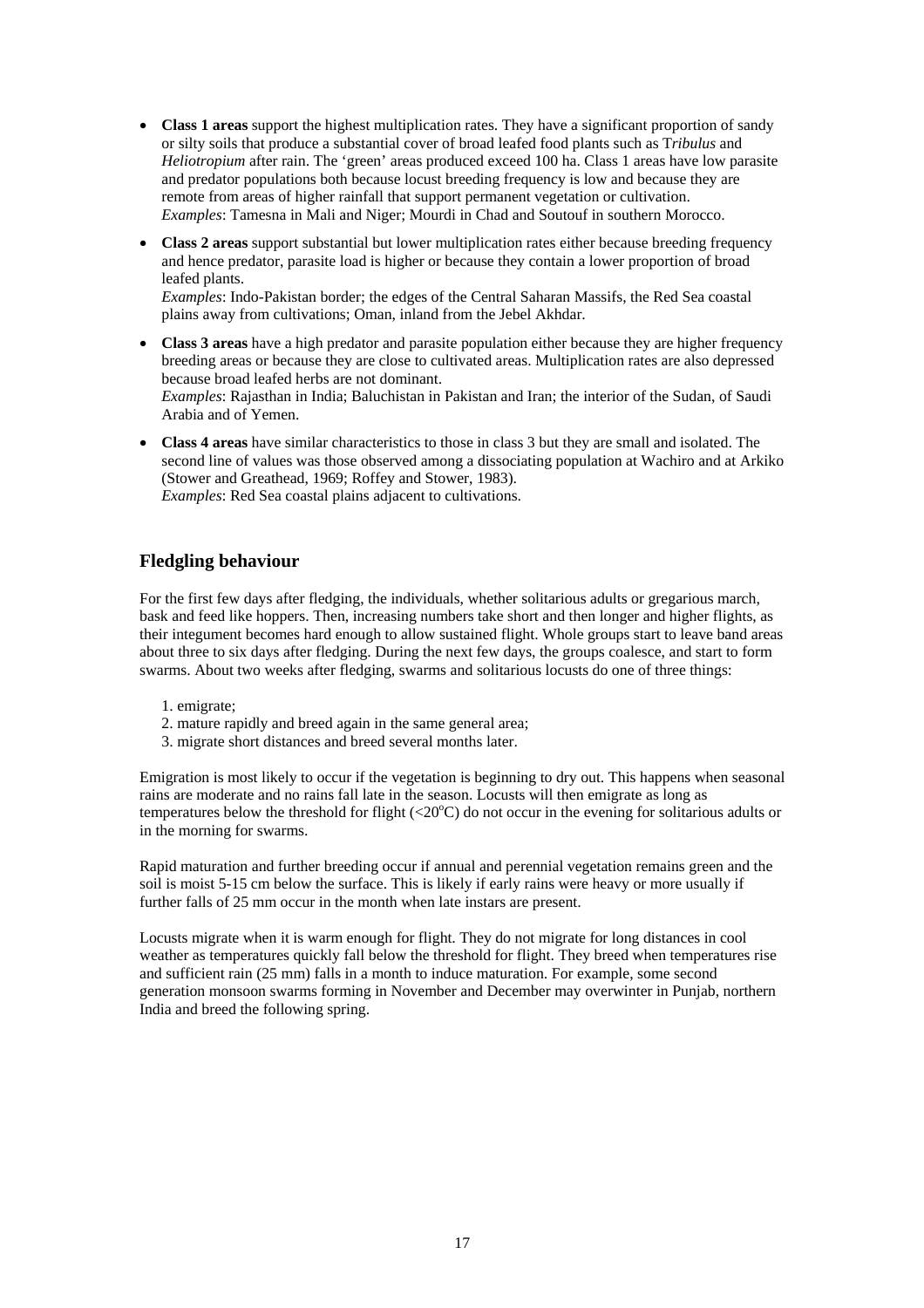- **Class 1 areas** support the highest multiplication rates. They have a significant proportion of sandy or silty soils that produce a substantial cover of broad leafed food plants such as T*ribulus* and *Heliotropium* after rain. The 'green' areas produced exceed 100 ha. Class 1 areas have low parasite and predator populations both because locust breeding frequency is low and because they are remote from areas of higher rainfall that support permanent vegetation or cultivation.
  *Examples*: Tamesna in Mali and Niger; Mourdi in Chad and Soutouf in southern Morocco.

- **Class 2 areas** support substantial but lower multiplication rates either because breeding frequency and hence predator, parasite load is higher or because they contain a lower proportion of broad leafed plants.
  *Examples*: Indo-Pakistan border; the edges of the Central Saharan Massifs, the Red Sea coastal plains away from cultivations; Oman, inland from the Jebel Akhdar.

- **Class 3 areas** have a high predator and parasite population either because they are higher frequency breeding areas or because they are close to cultivated areas. Multiplication rates are also depressed because broad leafed herbs are not dominant.
  *Examples*: Rajasthan in India; Baluchistan in Pakistan and Iran; the interior of the Sudan, of Saudi Arabia and of Yemen.

- **Class 4 areas** have similar characteristics to those in class 3 but they are small and isolated. The second line of values was those observed among a dissociating population at Wachiro and at Arkiko (Stower and Greathead, 1969; Roffey and Stower, 1983).
  *Examples*: Red Sea coastal plains adjacent to cultivations.

## Fledgling behaviour

For the first few days after fledging, the individuals, whether solitarious adults or gregarious march, bask and feed like hoppers. Then, increasing numbers take short and then longer and higher flights, as their integument becomes hard enough to allow sustained flight. Whole groups start to leave band areas about three to six days after fledging. During the next few days, the groups coalesce, and start to form swarms. About two weeks after fledging, swarms and solitarious locusts do one of three things:

1. emigrate;
2. mature rapidly and breed again in the same general area;
3. migrate short distances and breed several months later.

Emigration is most likely to occur if the vegetation is beginning to dry out. This happens when seasonal rains are moderate and no rains fall late in the season. Locusts will then emigrate as long as temperatures below the threshold for flight (<20°C) do not occur in the evening for solitarious adults or in the morning for swarms.

Rapid maturation and further breeding occur if annual and perennial vegetation remains green and the soil is moist 5-15 cm below the surface. This is likely if early rains were heavy or more usually if further falls of 25 mm occur in the month when late instars are present.

Locusts migrate when it is warm enough for flight. They do not migrate for long distances in cool weather as temperatures quickly fall below the threshold for flight. They breed when temperatures rise and sufficient rain (25 mm) falls in a month to induce maturation. For example, some second generation monsoon swarms forming in November and December may overwinter in Punjab, northern India and breed the following spring.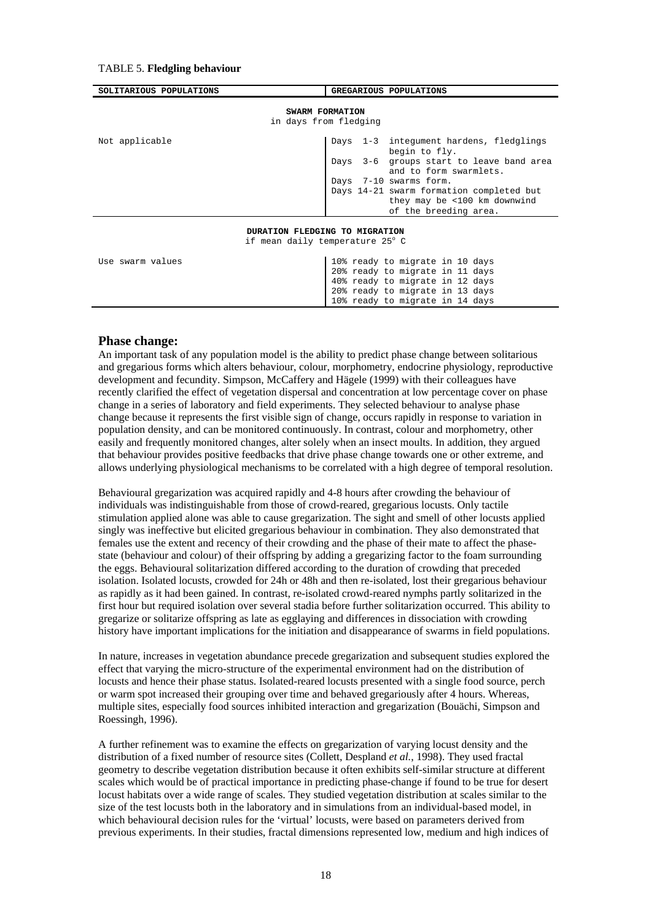TABLE 5. **Fledgling behaviour**

| SOLITARIOUS POPULATIONS | GREGARIOUS POPULATIONS |
|---|---|
| **SWARM FORMATION** in days from fledging | |
| Not applicable | Days 1-3 integument hardens, fledglings begin to fly.<br>Days 3-6 groups start to leave band area and to form swarmlets.<br>Days 7-10 swarms form.<br>Days 14-21 swarm formation completed but they may be <100 km downwind of the breeding area. |
| **DURATION FLEDGING TO MIGRATION** if mean daily temperature 25° C | |
| Use swarm values | 10% ready to migrate in 10 days<br>20% ready to migrate in 11 days<br>40% ready to migrate in 12 days<br>20% ready to migrate in 13 days<br>10% ready to migrate in 14 days |

## Phase change:

An important task of any population model is the ability to predict phase change between solitarious and gregarious forms which alters behaviour, colour, morphometry, endocrine physiology, reproductive development and fecundity. Simpson, McCaffery and Hägele (1999) with their colleagues have recently clarified the effect of vegetation dispersal and concentration at low percentage cover on phase change in a series of laboratory and field experiments. They selected behaviour to analyse phase change because it represents the first visible sign of change, occurs rapidly in response to variation in population density, and can be monitored continuously. In contrast, colour and morphometry, other easily and frequently monitored changes, alter solely when an insect moults. In addition, they argued that behaviour provides positive feedbacks that drive phase change towards one or other extreme, and allows underlying physiological mechanisms to be correlated with a high degree of temporal resolution.

Behavioural gregarization was acquired rapidly and 4-8 hours after crowding the behaviour of individuals was indistinguishable from those of crowd-reared, gregarious locusts. Only tactile stimulation applied alone was able to cause gregarization. The sight and smell of other locusts applied singly was ineffective but elicited gregarious behaviour in combination. They also demonstrated that females use the extent and recency of their crowding and the phase of their mate to affect the phase-state (behaviour and colour) of their offspring by adding a gregarizing factor to the foam surrounding the eggs. Behavioural solitarization differed according to the duration of crowding that preceded isolation. Isolated locusts, crowded for 24h or 48h and then re-isolated, lost their gregarious behaviour as rapidly as it had been gained. In contrast, re-isolated crowd-reared nymphs partly solitarized in the first hour but required isolation over several stadia before further solitarization occurred. This ability to gregarize or solitarize offspring as late as egglaying and differences in dissociation with crowding history have important implications for the initiation and disappearance of swarms in field populations.

In nature, increases in vegetation abundance precede gregarization and subsequent studies explored the effect that varying the micro-structure of the experimental environment had on the distribution of locusts and hence their phase status. Isolated-reared locusts presented with a single food source, perch or warm spot increased their grouping over time and behaved gregariously after 4 hours. Whereas, multiple sites, especially food sources inhibited interaction and gregarization (Bouächi, Simpson and Roessingh, 1996).

A further refinement was to examine the effects on gregarization of varying locust density and the distribution of a fixed number of resource sites (Collett, Despland *et al.*, 1998). They used fractal geometry to describe vegetation distribution because it often exhibits self-similar structure at different scales which would be of practical importance in predicting phase-change if found to be true for desert locust habitats over a wide range of scales. They studied vegetation distribution at scales similar to the size of the test locusts both in the laboratory and in simulations from an individual-based model, in which behavioural decision rules for the 'virtual' locusts, were based on parameters derived from previous experiments. In their studies, fractal dimensions represented low, medium and high indices of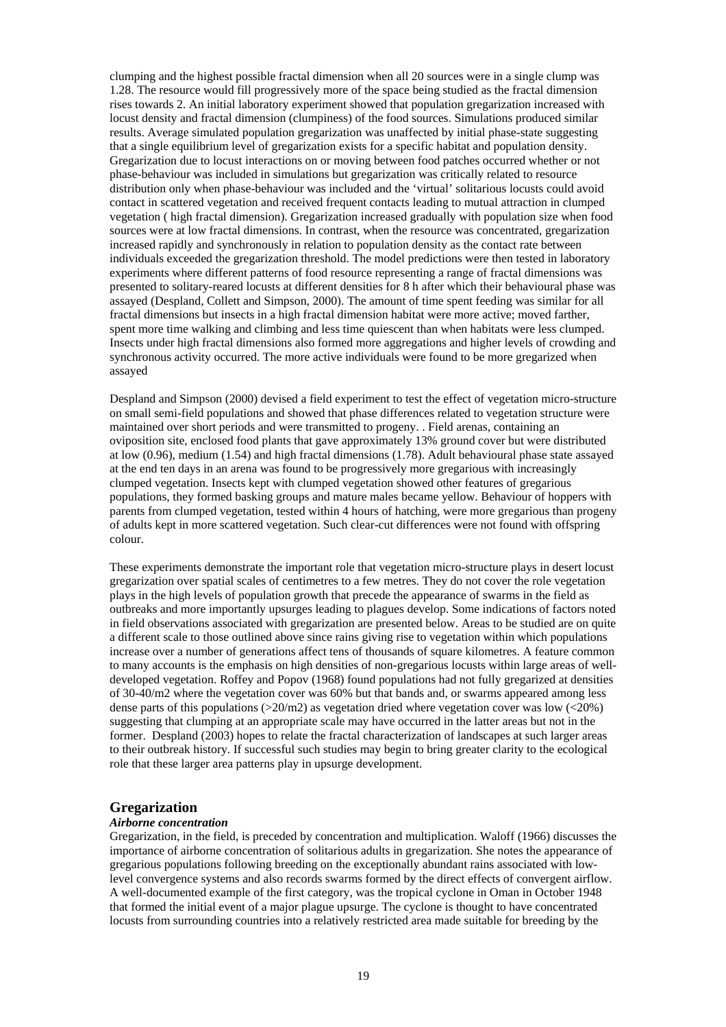clumping and the highest possible fractal dimension when all 20 sources were in a single clump was 1.28. The resource would fill progressively more of the space being studied as the fractal dimension rises towards 2. An initial laboratory experiment showed that population gregarization increased with locust density and fractal dimension (clumpiness) of the food sources. Simulations produced similar results. Average simulated population gregarization was unaffected by initial phase-state suggesting that a single equilibrium level of gregarization exists for a specific habitat and population density. Gregarization due to locust interactions on or moving between food patches occurred whether or not phase-behaviour was included in simulations but gregarization was critically related to resource distribution only when phase-behaviour was included and the 'virtual' solitarious locusts could avoid contact in scattered vegetation and received frequent contacts leading to mutual attraction in clumped vegetation ( high fractal dimension). Gregarization increased gradually with population size when food sources were at low fractal dimensions. In contrast, when the resource was concentrated, gregarization increased rapidly and synchronously in relation to population density as the contact rate between individuals exceeded the gregarization threshold. The model predictions were then tested in laboratory experiments where different patterns of food resource representing a range of fractal dimensions was presented to solitary-reared locusts at different densities for 8 h after which their behavioural phase was assayed (Despland, Collett and Simpson, 2000). The amount of time spent feeding was similar for all fractal dimensions but insects in a high fractal dimension habitat were more active; moved farther, spent more time walking and climbing and less time quiescent than when habitats were less clumped. Insects under high fractal dimensions also formed more aggregations and higher levels of crowding and synchronous activity occurred. The more active individuals were found to be more gregarized when assayed

Despland and Simpson (2000) devised a field experiment to test the effect of vegetation micro-structure on small semi-field populations and showed that phase differences related to vegetation structure were maintained over short periods and were transmitted to progeny. . Field arenas, containing an oviposition site, enclosed food plants that gave approximately 13% ground cover but were distributed at low (0.96), medium (1.54) and high fractal dimensions (1.78). Adult behavioural phase state assayed at the end ten days in an arena was found to be progressively more gregarious with increasingly clumped vegetation. Insects kept with clumped vegetation showed other features of gregarious populations, they formed basking groups and mature males became yellow. Behaviour of hoppers with parents from clumped vegetation, tested within 4 hours of hatching, were more gregarious than progeny of adults kept in more scattered vegetation. Such clear-cut differences were not found with offspring colour.

These experiments demonstrate the important role that vegetation micro-structure plays in desert locust gregarization over spatial scales of centimetres to a few metres. They do not cover the role vegetation plays in the high levels of population growth that precede the appearance of swarms in the field as outbreaks and more importantly upsurges leading to plagues develop. Some indications of factors noted in field observations associated with gregarization are presented below. Areas to be studied are on quite a different scale to those outlined above since rains giving rise to vegetation within which populations increase over a number of generations affect tens of thousands of square kilometres. A feature common to many accounts is the emphasis on high densities of non-gregarious locusts within large areas of well-developed vegetation. Roffey and Popov (1968) found populations had not fully gregarized at densities of 30-40/m2 where the vegetation cover was 60% but that bands and, or swarms appeared among less dense parts of this populations (>20/m2) as vegetation dried where vegetation cover was low (<20%) suggesting that clumping at an appropriate scale may have occurred in the latter areas but not in the former. Despland (2003) hopes to relate the fractal characterization of landscapes at such larger areas to their outbreak history. If successful such studies may begin to bring greater clarity to the ecological role that these larger area patterns play in upsurge development.

## Gregarization

### *Airborne concentration*

Gregarization, in the field, is preceded by concentration and multiplication. Waloff (1966) discusses the importance of airborne concentration of solitarious adults in gregarization. She notes the appearance of gregarious populations following breeding on the exceptionally abundant rains associated with low-level convergence systems and also records swarms formed by the direct effects of convergent airflow. A well-documented example of the first category, was the tropical cyclone in Oman in October 1948 that formed the initial event of a major plague upsurge. The cyclone is thought to have concentrated locusts from surrounding countries into a relatively restricted area made suitable for breeding by the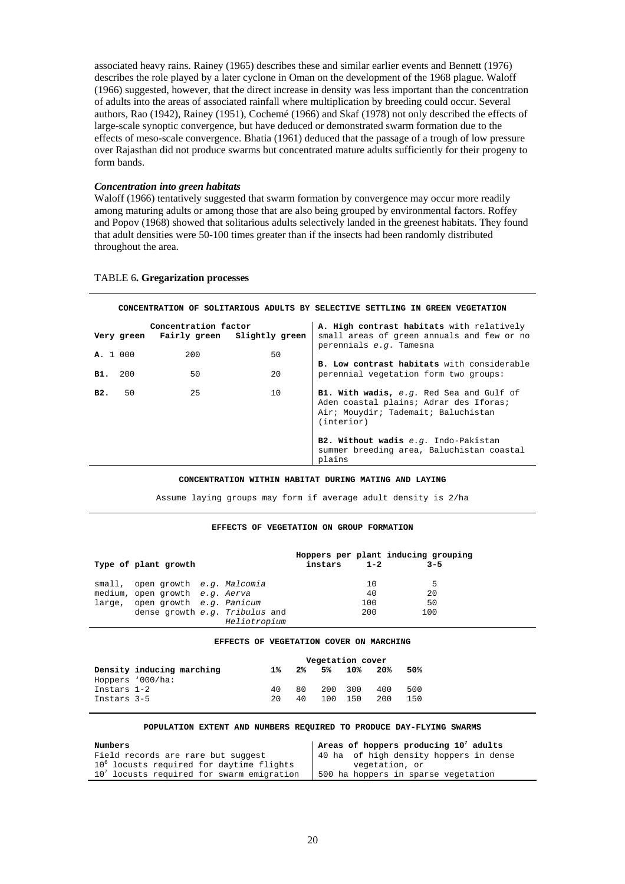associated heavy rains. Rainey (1965) describes these and similar earlier events and Bennett (1976) describes the role played by a later cyclone in Oman on the development of the 1968 plague. Waloff (1966) suggested, however, that the direct increase in density was less important than the concentration of adults into the areas of associated rainfall where multiplication by breeding could occur. Several authors, Rao (1942), Rainey (1951), Cochemé (1966) and Skaf (1978) not only described the effects of large-scale synoptic convergence, but have deduced or demonstrated swarm formation due to the effects of meso-scale convergence. Bhatia (1961) deduced that the passage of a trough of low pressure over Rajasthan did not produce swarms but concentrated mature adults sufficiently for their progeny to form bands.

### *Concentration into green habitats*

Waloff (1966) tentatively suggested that swarm formation by convergence may occur more readily among maturing adults or among those that are also being grouped by environmental factors. Roffey and Popov (1968) showed that solitarious adults selectively landed in the greenest habitats. They found that adult densities were 50-100 times greater than if the insects had been randomly distributed throughout the area.

TABLE 6**. Gregarization processes**

**CONCENTRATION OF SOLITARIOUS ADULTS BY SELECTIVE SETTLING IN GREEN VEGETATION**

| | Concentration factor | | | |
|---|---|---|---|---|
| | Very green | Fairly green | Slightly green | |
| **A.** | 1 000 | 200 | 50 | **A. High contrast habitats** with relatively small areas of green annuals and few or no perennials *e.g.* Tamesna |
| | | | | **B. Low contrast habitats** with considerable perennial vegetation form two groups: |
| **B1.** | 200 | 50 | 20 | **B1. With wadis,** *e.g.* Red Sea and Gulf of Aden coastal plains; Adrar des Iforas; Air; Mouydir; Tademait; Baluchistan (interior) |
| **B2.** | 50 | 25 | 10 | **B2. Without wadis** *e.g.* Indo-Pakistan summer breeding area, Baluchistan coastal plains |

**CONCENTRATION WITHIN HABITAT DURING MATING AND LAYING**

Assume laying groups may form if average adult density is 2/ha

**EFFECTS OF VEGETATION ON GROUP FORMATION**

| Type of plant growth | Hoppers per plant inducing grouping: instars 1-2 | 3-5 |
|---|---|---|
| small, open growth *e.g. Malcomia* | 10 | 5 |
| medium, open growth *e.g. Aerva* | 40 | 20 |
| large, open growth *e.g. Panicum* | 100 | 50 |
| dense growth *e.g. Tribulus* and *Heliotropium* | 200 | 100 |

**EFFECTS OF VEGETATION COVER ON MARCHING**

| Density inducing marching | Vegetation cover | | | | | |
|---|---|---|---|---|---|---|
| | 1% | 2% | 5% | 10% | 20% | 50% |
| Hoppers '000/ha: | | | | | | |
| Instars 1-2 | 40 | 80 | 200 | 300 | 400 | 500 |
| Instars 3-5 | 20 | 40 | 100 | 150 | 200 | 150 |

**POPULATION EXTENT AND NUMBERS REQUIRED TO PRODUCE DAY-FLYING SWARMS**

| **Numbers** | **Areas of hoppers producing $10^7$ adults** |
|---|---|
| Field records are rare but suggest $10^6$ locusts required for daytime flights $10^7$ locusts required for swarm emigration | 40 ha of high density hoppers in dense vegetation, or 500 ha hoppers in sparse vegetation |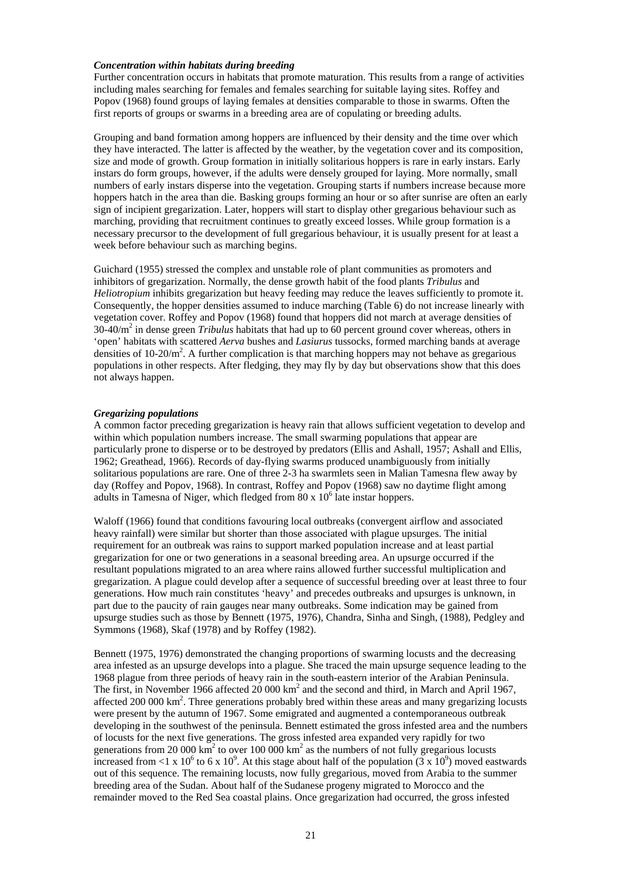### *Concentration within habitats during breeding*

Further concentration occurs in habitats that promote maturation. This results from a range of activities including males searching for females and females searching for suitable laying sites. Roffey and Popov (1968) found groups of laying females at densities comparable to those in swarms. Often the first reports of groups or swarms in a breeding area are of copulating or breeding adults.

Grouping and band formation among hoppers are influenced by their density and the time over which they have interacted. The latter is affected by the weather, by the vegetation cover and its composition, size and mode of growth. Group formation in initially solitarious hoppers is rare in early instars. Early instars do form groups, however, if the adults were densely grouped for laying. More normally, small numbers of early instars disperse into the vegetation. Grouping starts if numbers increase because more hoppers hatch in the area than die. Basking groups forming an hour or so after sunrise are often an early sign of incipient gregarization. Later, hoppers will start to display other gregarious behaviour such as marching, providing that recruitment continues to greatly exceed losses. While group formation is a necessary precursor to the development of full gregarious behaviour, it is usually present for at least a week before behaviour such as marching begins.

Guichard (1955) stressed the complex and unstable role of plant communities as promoters and inhibitors of gregarization. Normally, the dense growth habit of the food plants *Tribulus* and *Heliotropium* inhibits gregarization but heavy feeding may reduce the leaves sufficiently to promote it. Consequently, the hopper densities assumed to induce marching (Table 6) do not increase linearly with vegetation cover. Roffey and Popov (1968) found that hoppers did not march at average densities of 30-40/m$^2$ in dense green *Tribulus* habitats that had up to 60 percent ground cover whereas, others in 'open' habitats with scattered *Aerva* bushes and *Lasiurus* tussocks, formed marching bands at average densities of 10-20/m$^2$. A further complication is that marching hoppers may not behave as gregarious populations in other respects. After fledging, they may fly by day but observations show that this does not always happen.

### *Gregarizing populations*

A common factor preceding gregarization is heavy rain that allows sufficient vegetation to develop and within which population numbers increase. The small swarming populations that appear are particularly prone to disperse or to be destroyed by predators (Ellis and Ashall, 1957; Ashall and Ellis, 1962; Greathead, 1966). Records of day-flying swarms produced unambiguously from initially solitarious populations are rare. One of three 2-3 ha swarmlets seen in Malian Tamesna flew away by day (Roffey and Popov, 1968). In contrast, Roffey and Popov (1968) saw no daytime flight among adults in Tamesna of Niger, which fledged from 80 x 10$^6$ late instar hoppers.

Waloff (1966) found that conditions favouring local outbreaks (convergent airflow and associated heavy rainfall) were similar but shorter than those associated with plague upsurges. The initial requirement for an outbreak was rains to support marked population increase and at least partial gregarization for one or two generations in a seasonal breeding area. An upsurge occurred if the resultant populations migrated to an area where rains allowed further successful multiplication and gregarization. A plague could develop after a sequence of successful breeding over at least three to four generations. How much rain constitutes 'heavy' and precedes outbreaks and upsurges is unknown, in part due to the paucity of rain gauges near many outbreaks. Some indication may be gained from upsurge studies such as those by Bennett (1975, 1976), Chandra, Sinha and Singh, (1988), Pedgley and Symmons (1968), Skaf (1978) and by Roffey (1982).

Bennett (1975, 1976) demonstrated the changing proportions of swarming locusts and the decreasing area infested as an upsurge develops into a plague. She traced the main upsurge sequence leading to the 1968 plague from three periods of heavy rain in the south-eastern interior of the Arabian Peninsula. The first, in November 1966 affected 20 000 km$^2$ and the second and third, in March and April 1967, affected 200 000 km$^2$. Three generations probably bred within these areas and many gregarizing locusts were present by the autumn of 1967. Some emigrated and augmented a contemporaneous outbreak developing in the southwest of the peninsula. Bennett estimated the gross infested area and the numbers of locusts for the next five generations. The gross infested area expanded very rapidly for two generations from 20 000 km$^2$ to over 100 000 km$^2$ as the numbers of not fully gregarious locusts increased from <1 x 10$^6$ to 6 x 10$^9$. At this stage about half of the population (3 x 10$^9$) moved eastwards out of this sequence. The remaining locusts, now fully gregarious, moved from Arabia to the summer breeding area of the Sudan. About half of the Sudanese progeny migrated to Morocco and the remainder moved to the Red Sea coastal plains. Once gregarization had occurred, the gross infested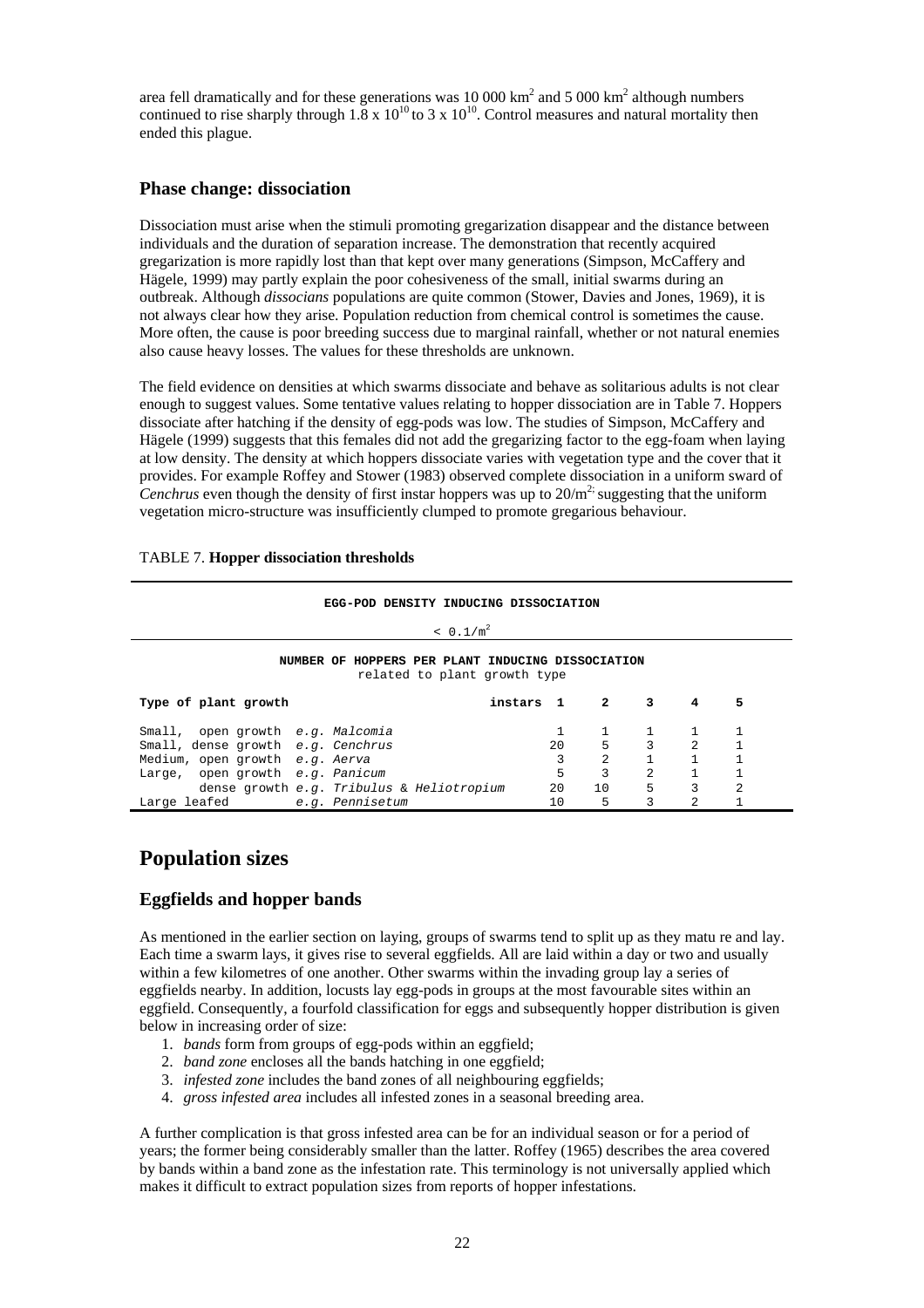area fell dramatically and for these generations was 10 000 km$^2$ and 5 000 km$^2$ although numbers continued to rise sharply through $1.8 \times 10^{10}$ to $3 \times 10^{10}$. Control measures and natural mortality then ended this plague.

### Phase change: dissociation

Dissociation must arise when the stimuli promoting gregarization disappear and the distance between individuals and the duration of separation increase. The demonstration that recently acquired gregarization is more rapidly lost than that kept over many generations (Simpson, McCaffery and Hägele, 1999) may partly explain the poor cohesiveness of the small, initial swarms during an outbreak. Although *dissocians* populations are quite common (Stower, Davies and Jones, 1969), it is not always clear how they arise. Population reduction from chemical control is sometimes the cause. More often, the cause is poor breeding success due to marginal rainfall, whether or not natural enemies also cause heavy losses. The values for these thresholds are unknown.

The field evidence on densities at which swarms dissociate and behave as solitarious adults is not clear enough to suggest values. Some tentative values relating to hopper dissociation are in Table 7. Hoppers dissociate after hatching if the density of egg-pods was low. The studies of Simpson, McCaffery and Hägele (1999) suggests that this females did not add the gregarizing factor to the egg-foam when laying at low density. The density at which hoppers dissociate varies with vegetation type and the cover that it provides. For example Roffey and Stower (1983) observed complete dissociation in a uniform sward of *Cenchrus* even though the density of first instar hoppers was up to 20/m$^2$; suggesting that the uniform vegetation micro-structure was insufficiently clumped to promote gregarious behaviour.

TABLE 7. **Hopper dissociation thresholds**

**EGG-POD DENSITY INDUCING DISSOCIATION**

< 0.1/m$^2$

**NUMBER OF HOPPERS PER PLANT INDUCING DISSOCIATION**
related to plant growth type

| Type of plant growth | instars 1 | 2 | 3 | 4 | 5 |
|---|---|---|---|---|---|
| Small, open growth *e.g. Malcomia* | 1 | 1 | 1 | 1 | 1 |
| Small, dense growth *e.g. Cenchrus* | 20 | 5 | 3 | 2 | 1 |
| Medium, open growth *e.g. Aerva* | 3 | 2 | 1 | 1 | 1 |
| Large, open growth *e.g. Panicum* | 5 | 3 | 2 | 1 | 1 |
| dense growth *e.g. Tribulus & Heliotropium* | 20 | 10 | 5 | 3 | 2 |
| Large leafed *e.g. Pennisetum* | 10 | 5 | 3 | 2 | 1 |

## Population sizes

### Eggfields and hopper bands

As mentioned in the earlier section on laying, groups of swarms tend to split up as they matu re and lay. Each time a swarm lays, it gives rise to several eggfields. All are laid within a day or two and usually within a few kilometres of one another. Other swarms within the invading group lay a series of eggfields nearby. In addition, locusts lay egg-pods in groups at the most favourable sites within an eggfield. Consequently, a fourfold classification for eggs and subsequently hopper distribution is given below in increasing order of size:

1. *bands* form from groups of egg-pods within an eggfield;
2. *band zone* encloses all the bands hatching in one eggfield;
3. *infested zone* includes the band zones of all neighbouring eggfields;
4. *gross infested area* includes all infested zones in a seasonal breeding area.

A further complication is that gross infested area can be for an individual season or for a period of years; the former being considerably smaller than the latter. Roffey (1965) describes the area covered by bands within a band zone as the infestation rate. This terminology is not universally applied which makes it difficult to extract population sizes from reports of hopper infestations.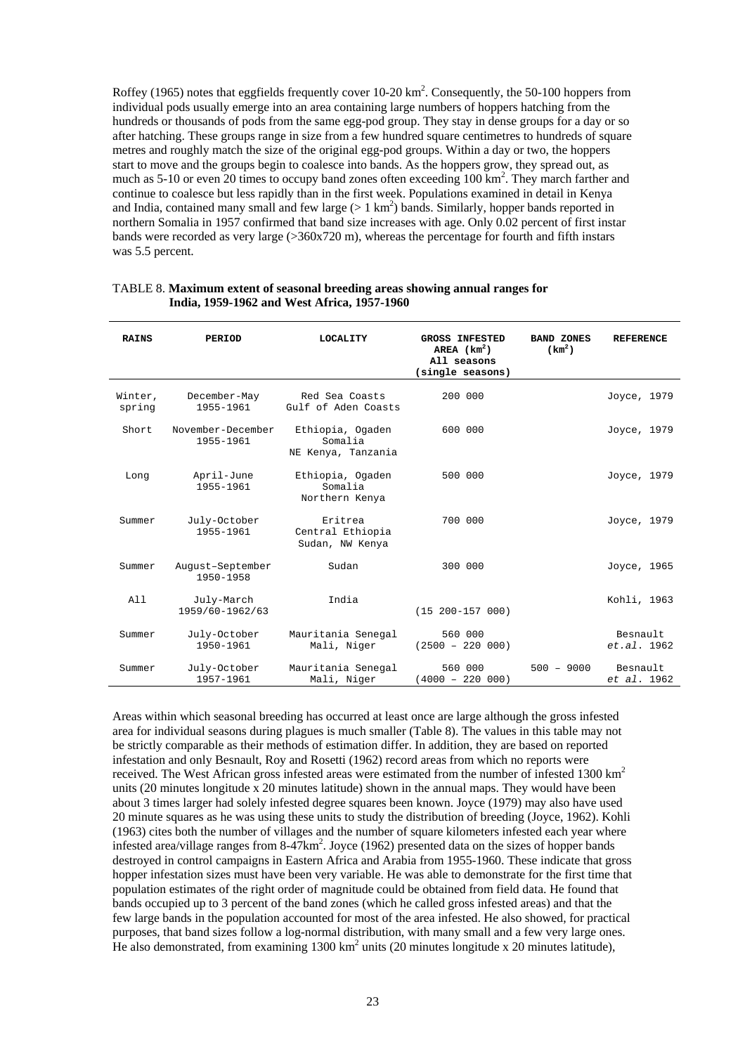Roffey (1965) notes that eggfields frequently cover 10-20 km$^2$. Consequently, the 50-100 hoppers from individual pods usually emerge into an area containing large numbers of hoppers hatching from the hundreds or thousands of pods from the same egg-pod group. They stay in dense groups for a day or so after hatching. These groups range in size from a few hundred square centimetres to hundreds of square metres and roughly match the size of the original egg-pod groups. Within a day or two, the hoppers start to move and the groups begin to coalesce into bands. As the hoppers grow, they spread out, as much as 5-10 or even 20 times to occupy band zones often exceeding 100 km$^2$. They march farther and continue to coalesce but less rapidly than in the first week. Populations examined in detail in Kenya and India, contained many small and few large (> 1 km$^2$) bands. Similarly, hopper bands reported in northern Somalia in 1957 confirmed that band size increases with age. Only 0.02 percent of first instar bands were recorded as very large (>360x720 m), whereas the percentage for fourth and fifth instars was 5.5 percent.

TABLE 8. **Maximum extent of seasonal breeding areas showing annual ranges for India, 1959-1962 and West Africa, 1957-1960**

| RAINS | PERIOD | LOCALITY | GROSS INFESTED AREA (km$^2$) All seasons (single seasons) | BAND ZONES (km$^2$) | REFERENCE |
|---|---|---|---|---|---|
| Winter, spring | December-May 1955-1961 | Red Sea Coasts Gulf of Aden Coasts | 200 000 | | Joyce, 1979 |
| Short | November-December 1955-1961 | Ethiopia, Ogaden Somalia NE Kenya, Tanzania | 600 000 | | Joyce, 1979 |
| Long | April-June 1955-1961 | Ethiopia, Ogaden Somalia Northern Kenya | 500 000 | | Joyce, 1979 |
| Summer | July-October 1955-1961 | Eritrea Central Ethiopia Sudan, NW Kenya | 700 000 | | Joyce, 1979 |
| Summer | August–September 1950-1958 | Sudan | 300 000 | | Joyce, 1965 |
| All | July-March 1959/60-1962/63 | India | (15 200-157 000) | | Kohli, 1963 |
| Summer | July-October 1950-1961 | Mauritania Senegal Mali, Niger | 560 000 (2500 – 220 000) | | Besnault *et.al.* 1962 |
| Summer | July-October 1957-1961 | Mauritania Senegal Mali, Niger | 560 000 (4000 – 220 000) | 500 – 9000 | Besnault *et al.* 1962 |

Areas within which seasonal breeding has occurred at least once are large although the gross infested area for individual seasons during plagues is much smaller (Table 8). The values in this table may not be strictly comparable as their methods of estimation differ. In addition, they are based on reported infestation and only Besnault, Roy and Rosetti (1962) record areas from which no reports were received. The West African gross infested areas were estimated from the number of infested 1300 km$^2$ units (20 minutes longitude x 20 minutes latitude) shown in the annual maps. They would have been about 3 times larger had solely infested degree squares been known. Joyce (1979) may also have used 20 minute squares as he was using these units to study the distribution of breeding (Joyce, 1962). Kohli (1963) cites both the number of villages and the number of square kilometers infested each year where infested area/village ranges from 8-47km$^2$. Joyce (1962) presented data on the sizes of hopper bands destroyed in control campaigns in Eastern Africa and Arabia from 1955-1960. These indicate that gross hopper infestation sizes must have been very variable. He was able to demonstrate for the first time that population estimates of the right order of magnitude could be obtained from field data. He found that bands occupied up to 3 percent of the band zones (which he called gross infested areas) and that the few large bands in the population accounted for most of the area infested. He also showed, for practical purposes, that band sizes follow a log-normal distribution, with many small and a few very large ones. He also demonstrated, from examining 1300 km$^2$ units (20 minutes longitude x 20 minutes latitude),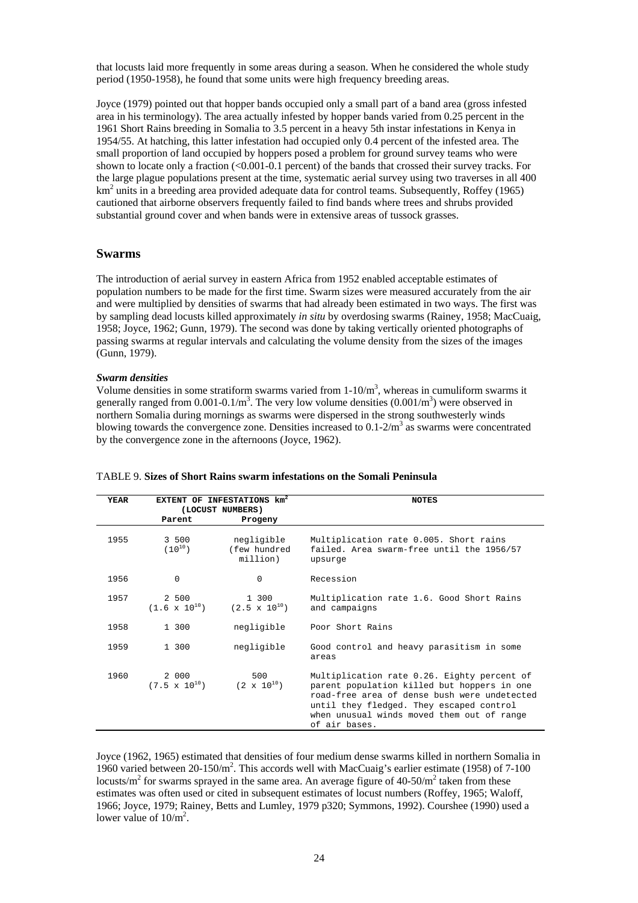that locusts laid more frequently in some areas during a season. When he considered the whole study period (1950-1958), he found that some units were high frequency breeding areas.

Joyce (1979) pointed out that hopper bands occupied only a small part of a band area (gross infested area in his terminology). The area actually infested by hopper bands varied from 0.25 percent in the 1961 Short Rains breeding in Somalia to 3.5 percent in a heavy 5th instar infestations in Kenya in 1954/55. At hatching, this latter infestation had occupied only 0.4 percent of the infested area. The small proportion of land occupied by hoppers posed a problem for ground survey teams who were shown to locate only a fraction (<0.001-0.1 percent) of the bands that crossed their survey tracks. For the large plague populations present at the time, systematic aerial survey using two traverses in all 400 $km^2$ units in a breeding area provided adequate data for control teams. Subsequently, Roffey (1965) cautioned that airborne observers frequently failed to find bands where trees and shrubs provided substantial ground cover and when bands were in extensive areas of tussock grasses.

## Swarms

The introduction of aerial survey in eastern Africa from 1952 enabled acceptable estimates of population numbers to be made for the first time. Swarm sizes were measured accurately from the air and were multiplied by densities of swarms that had already been estimated in two ways. The first was by sampling dead locusts killed approximately *in situ* by overdosing swarms (Rainey, 1958; MacCuaig, 1958; Joyce, 1962; Gunn, 1979). The second was done by taking vertically oriented photographs of passing swarms at regular intervals and calculating the volume density from the sizes of the images (Gunn, 1979).

### *Swarm densities*

Volume densities in some stratiform swarms varied from 1-10/$m^3$, whereas in cumuliform swarms it generally ranged from 0.001-0.1/$m^3$. The very low volume densities (0.001/$m^3$) were observed in northern Somalia during mornings as swarms were dispersed in the strong southwesterly winds blowing towards the convergence zone. Densities increased to 0.1-2/$m^3$ as swarms were concentrated by the convergence zone in the afternoons (Joyce, 1962).

TABLE 9. **Sizes of Short Rains swarm infestations on the Somali Peninsula**

| YEAR | EXTENT OF INFESTATIONS $km^2$ (LOCUST NUMBERS) | | NOTES |
|---|---|---|---|
| | Parent | Progeny | |
| 1955 | 3 500 ($10^{10}$) | negligible (few hundred million) | Multiplication rate 0.005. Short rains failed. Area swarm-free until the 1956/57 upsurge |
| 1956 | 0 | 0 | Recession |
| 1957 | 2 500 ($1.6 \times 10^{10}$) | 1 300 ($2.5 \times 10^{10}$) | Multiplication rate 1.6. Good Short Rains and campaigns |
| 1958 | 1 300 | negligible | Poor Short Rains |
| 1959 | 1 300 | negligible | Good control and heavy parasitism in some areas |
| 1960 | 2 000 ($7.5 \times 10^{10}$) | 500 ($2 \times 10^{10}$) | Multiplication rate 0.26. Eighty percent of parent population killed but hoppers in one road-free area of dense bush were undetected until they fledged. They escaped control when unusual winds moved them out of range of air bases. |

Joyce (1962, 1965) estimated that densities of four medium dense swarms killed in northern Somalia in 1960 varied between 20-150/$m^2$. This accords well with MacCuaig's earlier estimate (1958) of 7-100 locusts/$m^2$ for swarms sprayed in the same area. An average figure of 40-50/$m^2$ taken from these estimates was often used or cited in subsequent estimates of locust numbers (Roffey, 1965; Waloff, 1966; Joyce, 1979; Rainey, Betts and Lumley, 1979 p320; Symmons, 1992). Courshee (1990) used a lower value of 10/$m^2$.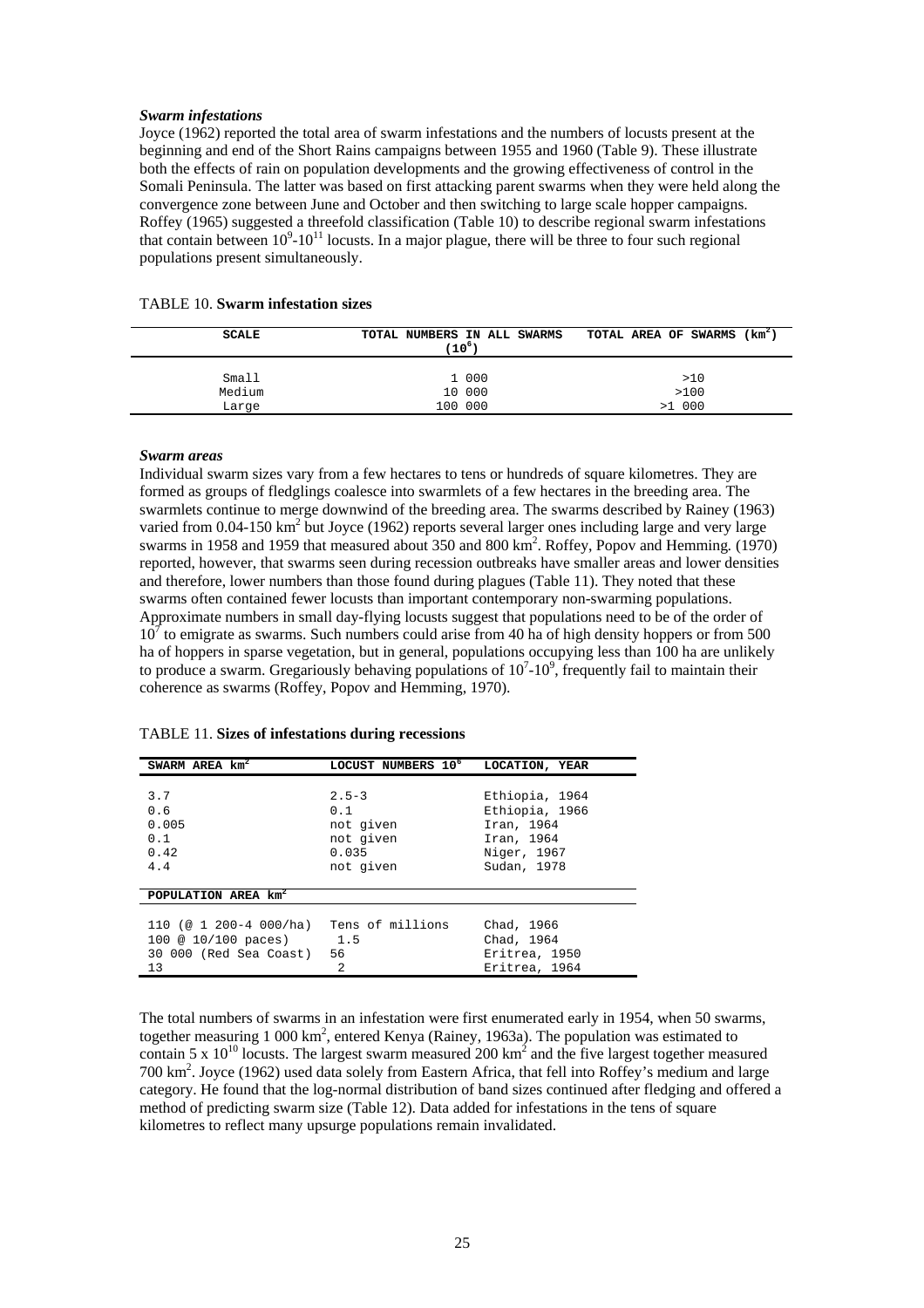***Swarm infestations***

Joyce (1962) reported the total area of swarm infestations and the numbers of locusts present at the beginning and end of the Short Rains campaigns between 1955 and 1960 (Table 9). These illustrate both the effects of rain on population developments and the growing effectiveness of control in the Somali Peninsula. The latter was based on first attacking parent swarms when they were held along the convergence zone between June and October and then switching to large scale hopper campaigns. Roffey (1965) suggested a threefold classification (Table 10) to describe regional swarm infestations that contain between $10^9$-$10^{11}$ locusts. In a major plague, there will be three to four such regional populations present simultaneously.

TABLE 10. **Swarm infestation sizes**

| SCALE | TOTAL NUMBERS IN ALL SWARMS ($10^6$) | TOTAL AREA OF SWARMS ($km^2$) |
|---|---|---|
| Small | 1 000 | >10 |
| Medium | 10 000 | >100 |
| Large | 100 000 | >1 000 |

***Swarm areas***

Individual swarm sizes vary from a few hectares to tens or hundreds of square kilometres. They are formed as groups of fledglings coalesce into swarmlets of a few hectares in the breeding area. The swarmlets continue to merge downwind of the breeding area. The swarms described by Rainey (1963) varied from 0.04-150 $km^2$ but Joyce (1962) reports several larger ones including large and very large swarms in 1958 and 1959 that measured about 350 and 800 $km^2$. Roffey, Popov and Hemming (1970) reported, however, that swarms seen during recession outbreaks have smaller areas and lower densities and therefore, lower numbers than those found during plagues (Table 11). They noted that these swarms often contained fewer locusts than important contemporary non-swarming populations. Approximate numbers in small day-flying locusts suggest that populations need to be of the order of $10^7$ to emigrate as swarms. Such numbers could arise from 40 ha of high density hoppers or from 500 ha of hoppers in sparse vegetation, but in general, populations occupying less than 100 ha are unlikely to produce a swarm. Gregariously behaving populations of $10^7$-$10^9$, frequently fail to maintain their coherence as swarms (Roffey, Popov and Hemming, 1970).

TABLE 11. **Sizes of infestations during recessions**

| SWARM AREA $km^2$ | LOCUST NUMBERS $10^6$ | LOCATION, YEAR |
|---|---|---|
| 3.7 | 2.5-3 | Ethiopia, 1964 |
| 0.6 | 0.1 | Ethiopia, 1966 |
| 0.005 | not given | Iran, 1964 |
| 0.1 | not given | Iran, 1964 |
| 0.42 | 0.035 | Niger, 1967 |
| 4.4 | not given | Sudan, 1978 |
| **POPULATION AREA $km^2$** | | |
| 110 (@ 1 200-4 000/ha) | Tens of millions | Chad, 1966 |
| 100 @ 10/100 paces) | 1.5 | Chad, 1964 |
| 30 000 (Red Sea Coast) | 56 | Eritrea, 1950 |
| 13 | 2 | Eritrea, 1964 |

The total numbers of swarms in an infestation were first enumerated early in 1954, when 50 swarms, together measuring 1 000 $km^2$, entered Kenya (Rainey, 1963a). The population was estimated to contain $5 \times 10^{10}$ locusts. The largest swarm measured 200 $km^2$ and the five largest together measured 700 $km^2$. Joyce (1962) used data solely from Eastern Africa, that fell into Roffey's medium and large category. He found that the log-normal distribution of band sizes continued after fledging and offered a method of predicting swarm size (Table 12). Data added for infestations in the tens of square kilometres to reflect many upsurge populations remain invalidated.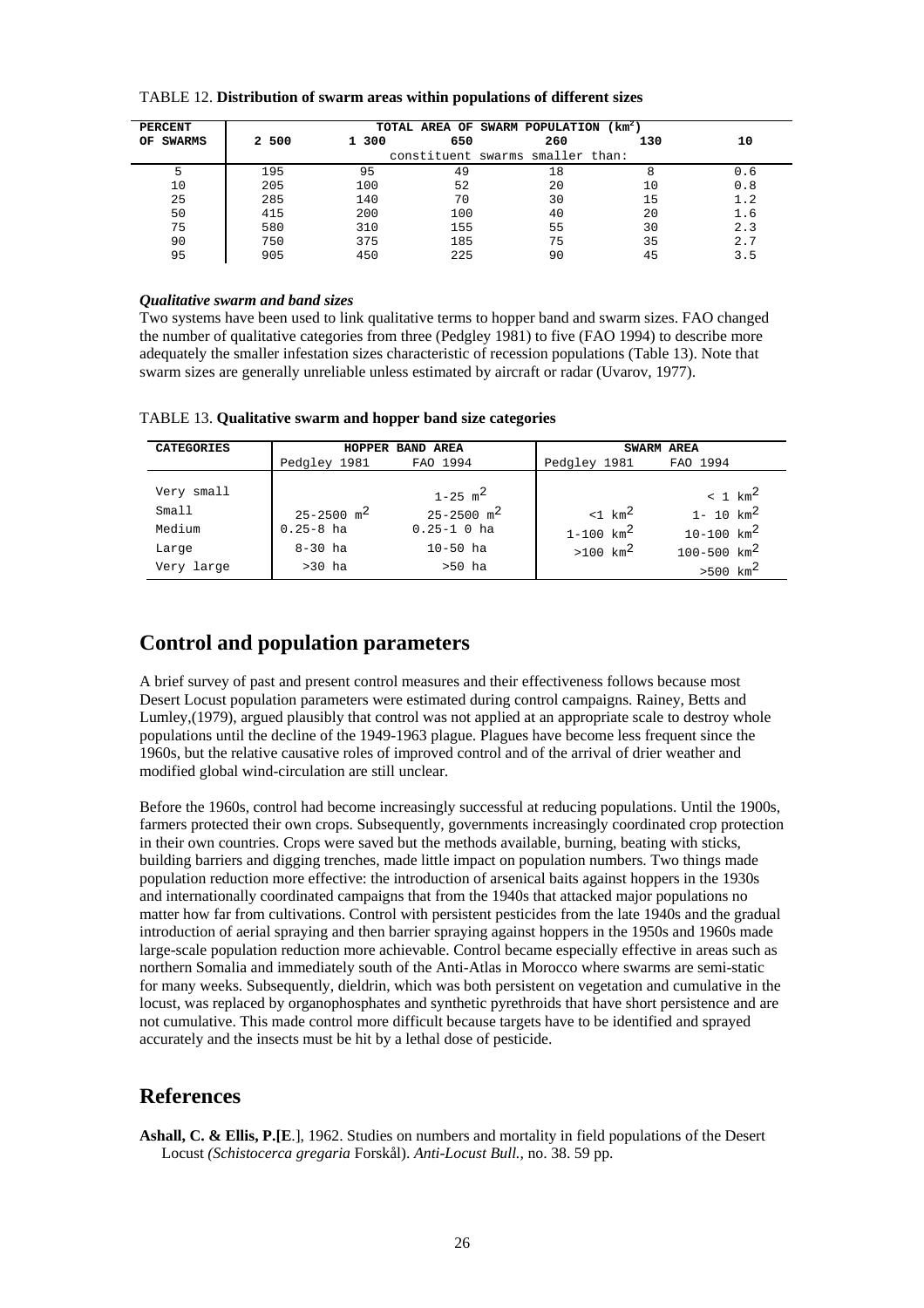TABLE 12. **Distribution of swarm areas within populations of different sizes**

| PERCENT OF SWARMS | TOTAL AREA OF SWARM POPULATION ($km^2$) | | | | | |
|---|---|---|---|---|---|---|
| | 2 500 | 1 300 | 650 | 260 | 130 | 10 |
| | constituent swarms smaller than: | | | | | |
| 5 | 195 | 95 | 49 | 18 | 8 | 0.6 |
| 10 | 205 | 100 | 52 | 20 | 10 | 0.8 |
| 25 | 285 | 140 | 70 | 30 | 15 | 1.2 |
| 50 | 415 | 200 | 100 | 40 | 20 | 1.6 |
| 75 | 580 | 310 | 155 | 55 | 30 | 2.3 |
| 90 | 750 | 375 | 185 | 75 | 35 | 2.7 |
| 95 | 905 | 450 | 225 | 90 | 45 | 3.5 |

### *Qualitative swarm and band sizes*

Two systems have been used to link qualitative terms to hopper band and swarm sizes. FAO changed the number of qualitative categories from three (Pedgley 1981) to five (FAO 1994) to describe more adequately the smaller infestation sizes characteristic of recession populations (Table 13). Note that swarm sizes are generally unreliable unless estimated by aircraft or radar (Uvarov, 1977).

TABLE 13. **Qualitative swarm and hopper band size categories**

| CATEGORIES | HOPPER BAND AREA | | SWARM AREA | |
|---|---|---|---|---|
| | Pedgley 1981 | FAO 1994 | Pedgley 1981 | FAO 1994 |
| Very small | | 1-25 $m^2$ | | < 1 $km^2$ |
| Small | 25-2500 $m^2$ | 25-2500 $m^2$ | <1 $km^2$ | 1- 10 $km^2$ |
| Medium | 0.25-8 ha | 0.25-1 0 ha | 1-100 $km^2$ | 10-100 $km^2$ |
| Large | 8-30 ha | 10-50 ha | >100 $km^2$ | 100-500 $km^2$ |
| Very large | >30 ha | >50 ha | | >500 $km^2$ |

## Control and population parameters

A brief survey of past and present control measures and their effectiveness follows because most Desert Locust population parameters were estimated during control campaigns. Rainey, Betts and Lumley,(1979), argued plausibly that control was not applied at an appropriate scale to destroy whole populations until the decline of the 1949-1963 plague. Plagues have become less frequent since the 1960s, but the relative causative roles of improved control and of the arrival of drier weather and modified global wind-circulation are still unclear.

Before the 1960s, control had become increasingly successful at reducing populations. Until the 1900s, farmers protected their own crops. Subsequently, governments increasingly coordinated crop protection in their own countries. Crops were saved but the methods available, burning, beating with sticks, building barriers and digging trenches, made little impact on population numbers. Two things made population reduction more effective: the introduction of arsenical baits against hoppers in the 1930s and internationally coordinated campaigns that from the 1940s that attacked major populations no matter how far from cultivations. Control with persistent pesticides from the late 1940s and the gradual introduction of aerial spraying and then barrier spraying against hoppers in the 1950s and 1960s made large-scale population reduction more achievable. Control became especially effective in areas such as northern Somalia and immediately south of the Anti-Atlas in Morocco where swarms are semi-static for many weeks. Subsequently, dieldrin, which was both persistent on vegetation and cumulative in the locust, was replaced by organophosphates and synthetic pyrethroids that have short persistence and are not cumulative. This made control more difficult because targets have to be identified and sprayed accurately and the insects must be hit by a lethal dose of pesticide.

## References

**Ashall, C. & Ellis, P.[E**.], 1962. Studies on numbers and mortality in field populations of the Desert Locust *(Schistocerca gregaria* Forskål). *Anti-Locust Bull.,* no. 38. 59 pp.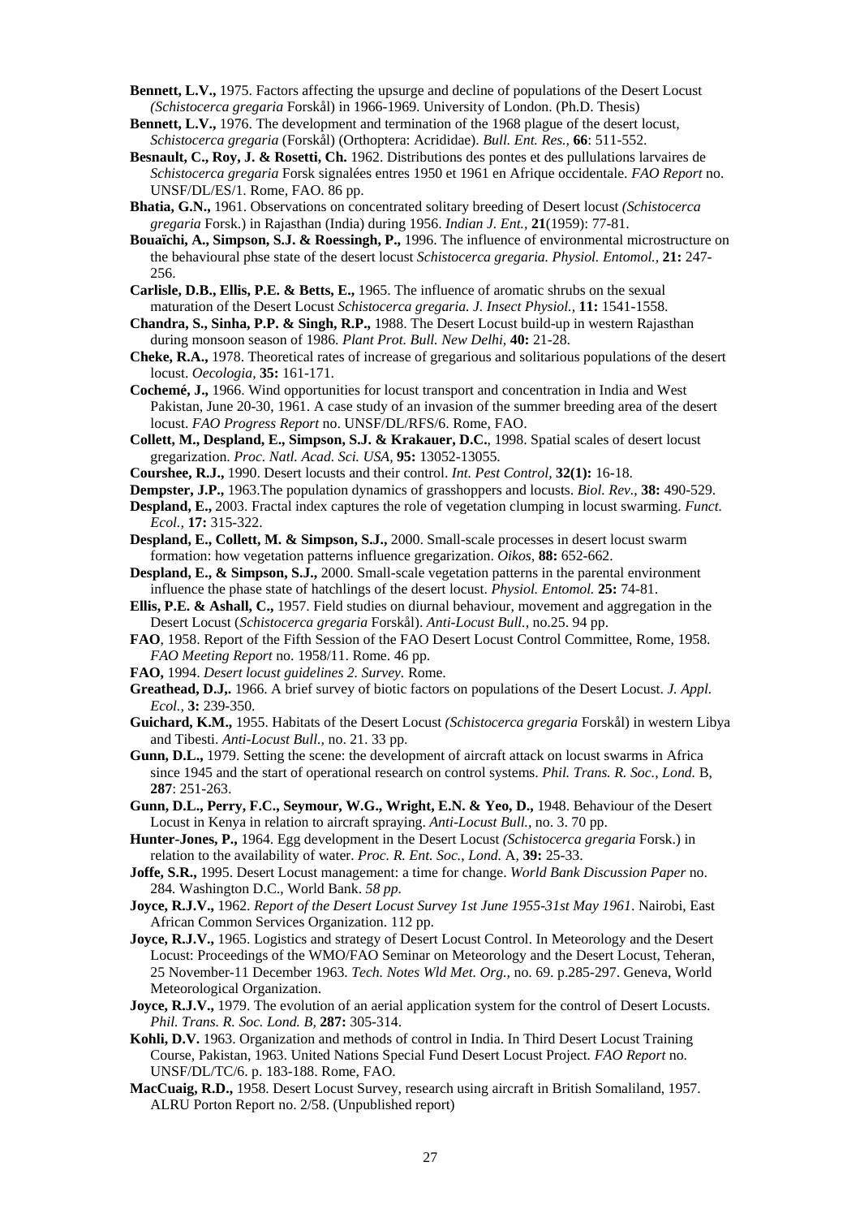**Bennett, L.V.,** 1975. Factors affecting the upsurge and decline of populations of the Desert Locust *(Schistocerca gregaria* Forskål) in 1966-1969. University of London. (Ph.D. Thesis)

**Bennett, L.V.,** 1976. The development and termination of the 1968 plague of the desert locust, *Schistocerca gregaria* (Forskål) (Orthoptera: Acrididae). *Bull. Ent. Res.,* **66**: 511-552.

**Besnault, C., Roy, J. & Rosetti, Ch.** 1962. Distributions des pontes et des pullulations larvaires de *Schistocerca gregaria* Forsk signalées entres 1950 et 1961 en Afrique occidentale. *FAO Report* no. UNSF/DL/ES/1. Rome, FAO. 86 pp.

**Bhatia, G.N.,** 1961. Observations on concentrated solitary breeding of Desert locust *(Schistocerca gregaria* Forsk.) in Rajasthan (India) during 1956. *Indian J. Ent.,* **21**(1959): 77-81.

**Bouaïchi, A., Simpson, S.J. & Roessingh, P.,** 1996. The influence of environmental microstructure on the behavioural phse state of the desert locust *Schistocerca gregaria. Physiol. Entomol.,* **21:** 247-256.

**Carlisle, D.B., Ellis, P.E. & Betts, E.,** 1965. The influence of aromatic shrubs on the sexual maturation of the Desert Locust *Schistocerca gregaria. J. Insect Physiol.,* **11:** 1541-1558.

**Chandra, S., Sinha, P.P. & Singh, R.P.,** 1988. The Desert Locust build-up in western Rajasthan during monsoon season of 1986. *Plant Prot. Bull. New Delhi,* **40:** 21-28.

**Cheke, R.A.,** 1978. Theoretical rates of increase of gregarious and solitarious populations of the desert locust. *Oecologia,* **35:** 161-171.

**Cochemé, J.,** 1966. Wind opportunities for locust transport and concentration in India and West Pakistan, June 20-30, 1961. A case study of an invasion of the summer breeding area of the desert locust. *FAO Progress Report* no. UNSF/DL/RFS/6. Rome, FAO.

**Collett, M., Despland, E., Simpson, S.J. & Krakauer, D.C.**, 1998. Spatial scales of desert locust gregarization. *Proc. Natl. Acad. Sci. USA,* **95:** 13052-13055.

**Courshee, R.J.,** 1990. Desert locusts and their control. *Int. Pest Control,* **32(1):** 16-18.

**Dempster, J.P.,** 1963.The population dynamics of grasshoppers and locusts. *Biol. Rev.,* **38:** 490-529.

**Despland, E.,** 2003. Fractal index captures the role of vegetation clumping in locust swarming. *Funct. Ecol.,* **17:** 315-322.

**Despland, E., Collett, M. & Simpson, S.J.,** 2000. Small-scale processes in desert locust swarm formation: how vegetation patterns influence gregarization. *Oikos,* **88:** 652-662.

**Despland, E., & Simpson, S.J.,** 2000. Small-scale vegetation patterns in the parental environment influence the phase state of hatchlings of the desert locust. *Physiol. Entomol.* **25:** 74-81.

**Ellis, P.E. & Ashall, C.,** 1957. Field studies on diurnal behaviour, movement and aggregation in the Desert Locust (*Schistocerca gregaria* Forskål). *Anti-Locust Bull.,* no.25. 94 pp.

**FAO**, 1958. Report of the Fifth Session of the FAO Desert Locust Control Committee, Rome, 1958. *FAO Meeting Report* no. 1958/11. Rome. 46 pp.

**FAO,** 1994. *Desert locust guidelines 2. Survey.* Rome.

**Greathead, D.J,.** 1966. A brief survey of biotic factors on populations of the Desert Locust. *J. Appl. Ecol.,* **3:** 239-350.

**Guichard, K.M.,** 1955. Habitats of the Desert Locust *(Schistocerca gregaria* Forskål) in western Libya and Tibesti. *Anti-Locust Bull.,* no. 21. 33 pp.

**Gunn, D.L.,** 1979. Setting the scene: the development of aircraft attack on locust swarms in Africa since 1945 and the start of operational research on control systems. *Phil. Trans. R. Soc., Lond.* B, **287**: 251-263.

**Gunn, D.L., Perry, F.C., Seymour, W.G., Wright, E.N. & Yeo, D.,** 1948. Behaviour of the Desert Locust in Kenya in relation to aircraft spraying. *Anti-Locust Bull.,* no. 3. 70 pp.

**Hunter-Jones, P.,** 1964. Egg development in the Desert Locust *(Schistocerca gregaria* Forsk.) in relation to the availability of water. *Proc. R. Ent. Soc., Lond.* A, **39:** 25-33.

**Joffe, S.R.,** 1995. Desert Locust management: a time for change. *World Bank Discussion Paper* no. 284*.* Washington D.C., World Bank. *58 pp.*

**Joyce, R.J.V.,** 1962. *Report of the Desert Locust Survey 1st June 1955-31st May 1961*. Nairobi, East African Common Services Organization. 112 pp.

**Joyce, R.J.V.,** 1965. Logistics and strategy of Desert Locust Control. In Meteorology and the Desert Locust: Proceedings of the WMO/FAO Seminar on Meteorology and the Desert Locust, Teheran, 25 November-11 December 1963*. Tech. Notes Wld Met. Org.,* no. 69. p.285-297. Geneva, World Meteorological Organization.

**Joyce, R.J.V.,** 1979. The evolution of an aerial application system for the control of Desert Locusts. *Phil. Trans. R. Soc. Lond. B,* **287:** 305-314.

**Kohli, D.V.** 1963. Organization and methods of control in India. In Third Desert Locust Training Course, Pakistan, 1963. United Nations Special Fund Desert Locust Project*. FAO Report* no. UNSF/DL/TC/6. p. 183-188. Rome, FAO.

**MacCuaig, R.D.,** 1958. Desert Locust Survey, research using aircraft in British Somaliland, 1957. ALRU Porton Report no. 2/58. (Unpublished report)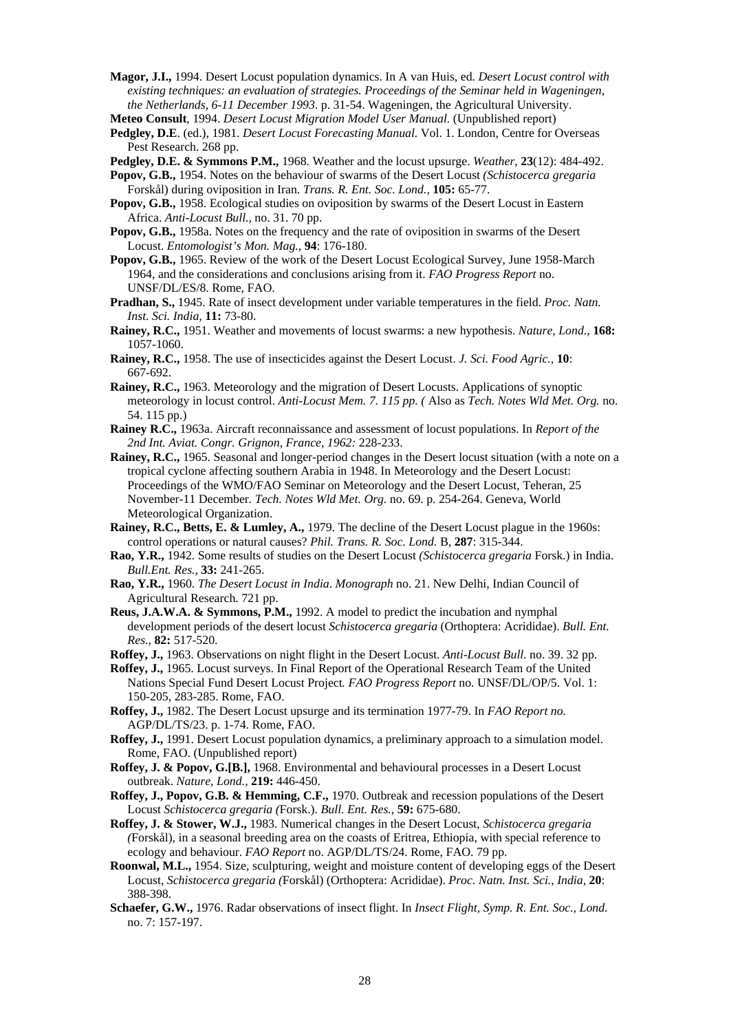**Magor, J.I.,** 1994. Desert Locust population dynamics. In A van Huis, ed. *Desert Locust control with existing techniques: an evaluation of strategies. Proceedings of the Seminar held in Wageningen, the Netherlands, 6-11 December 1993*. p. 31-54. Wageningen, the Agricultural University.

**Meteo Consult**, 1994. *Desert Locust Migration Model User Manual.* (Unpublished report)

**Pedgley, D.E**. (ed.), 1981. *Desert Locust Forecasting Manual.* Vol. 1. London, Centre for Overseas Pest Research. 268 pp.

**Pedgley, D.E. & Symmons P.M.,** 1968. Weather and the locust upsurge. *Weather*, **23**(12): 484-492.

**Popov, G.B.,** 1954. Notes on the behaviour of swarms of the Desert Locust *(Schistocerca gregaria* Forskål) during oviposition in Iran. *Trans. R. Ent. Soc. Lond.,* **105:** 65-77.

**Popov, G.B.,** 1958. Ecological studies on oviposition by swarms of the Desert Locust in Eastern Africa. *Anti-Locust Bull.,* no. 31. 70 pp.

**Popov, G.B.,** 1958a. Notes on the frequency and the rate of oviposition in swarms of the Desert Locust. *Entomologist's Mon. Mag.*, **94**: 176-180.

**Popov, G.B.,** 1965. Review of the work of the Desert Locust Ecological Survey, June 1958-March 1964, and the considerations and conclusions arising from it. *FAO Progress Report* no. UNSF/DL/ES/8. Rome, FAO.

**Pradhan, S.,** 1945. Rate of insect development under variable temperatures in the field. *Proc. Natn. Inst. Sci. India,* **11:** 73-80.

**Rainey, R.C.,** 1951. Weather and movements of locust swarms: a new hypothesis. *Nature, Lond.,* **168:** 1057-1060.

**Rainey, R.C.,** 1958. The use of insecticides against the Desert Locust. *J. Sci. Food Agric.,* **10**: 667-692.

**Rainey, R.C.,** 1963. Meteorology and the migration of Desert Locusts. Applications of synoptic meteorology in locust control. *Anti-Locust Mem. 7. 115 pp. (* Also as *Tech. Notes Wld Met. Org.* no. 54. 115 pp.)

**Rainey R.C.,** 1963a. Aircraft reconnaissance and assessment of locust populations. In *Report of the 2nd Int. Aviat. Congr. Grignon, France, 1962:* 228-233.

**Rainey, R.C.,** 1965. Seasonal and longer-period changes in the Desert locust situation (with a note on a tropical cyclone affecting southern Arabia in 1948. In Meteorology and the Desert Locust: Proceedings of the WMO/FAO Seminar on Meteorology and the Desert Locust, Teheran, 25 November-11 December. *Tech. Notes Wld Met. Org.* no. 69. p. 254-264. Geneva, World Meteorological Organization.

**Rainey, R.C., Betts, E. & Lumley, A.,** 1979. The decline of the Desert Locust plague in the 1960s: control operations or natural causes? *Phil. Trans. R. Soc. Lond.* B, **287**: 315-344.

**Rao, Y.R.,** 1942. Some results of studies on the Desert Locust *(Schistocerca gregaria* Forsk.) in India. *Bull.Ent. Res.,* **33:** 241-265.

**Rao, Y.R.,** 1960. *The Desert Locust in India*. *Monograph* no. 21. New Delhi, Indian Council of Agricultural Research. 721 pp.

**Reus, J.A.W.A. & Symmons, P.M.,** 1992. A model to predict the incubation and nymphal development periods of the desert locust *Schistocerca gregaria* (Orthoptera: Acrididae). *Bull. Ent. Res.,* **82:** 517-520.

**Roffey, J.,** 1963. Observations on night flight in the Desert Locust. *Anti-Locust Bull.* no. 39. 32 pp.

**Roffey, J.,** 1965. Locust surveys. In Final Report of the Operational Research Team of the United Nations Special Fund Desert Locust Project*. FAO Progress Report* no. UNSF/DL/OP/5. Vol. 1: 150-205, 283-285. Rome, FAO.

**Roffey, J.,** 1982. The Desert Locust upsurge and its termination 1977-79. In *FAO Report no.* AGP/DL/TS/23. p. 1-74. Rome, FAO.

**Roffey, J.,** 1991. Desert Locust population dynamics, a preliminary approach to a simulation model. Rome, FAO. (Unpublished report)

**Roffey, J. & Popov, G.[B.],** 1968. Environmental and behavioural processes in a Desert Locust outbreak. *Nature, Lond.,* **219:** 446-450.

**Roffey, J., Popov, G.B. & Hemming, C.F.,** 1970. Outbreak and recession populations of the Desert Locust *Schistocerca gregaria (*Forsk.). *Bull. Ent. Res.,* **59:** 675-680.

**Roffey, J. & Stower, W.J.,** 1983. Numerical changes in the Desert Locust, *Schistocerca gregaria (*Forskål), in a seasonal breeding area on the coasts of Eritrea, Ethiopia, with special reference to ecology and behaviour. *FAO Report* no. AGP/DL/TS/24. Rome, FAO. 79 pp.

**Roonwal, M.L.,** 1954. Size, sculpturing, weight and moisture content of developing eggs of the Desert Locust, *Schistocerca gregaria (*Forskål) (Orthoptera: Acrididae). *Proc. Natn. Inst. Sci., India,* **20**: 388-398.

**Schaefer, G.W.,** 1976. Radar observations of insect flight. In *Insect Flight, Symp. R. Ent. Soc., Lond.* no. 7: 157-197.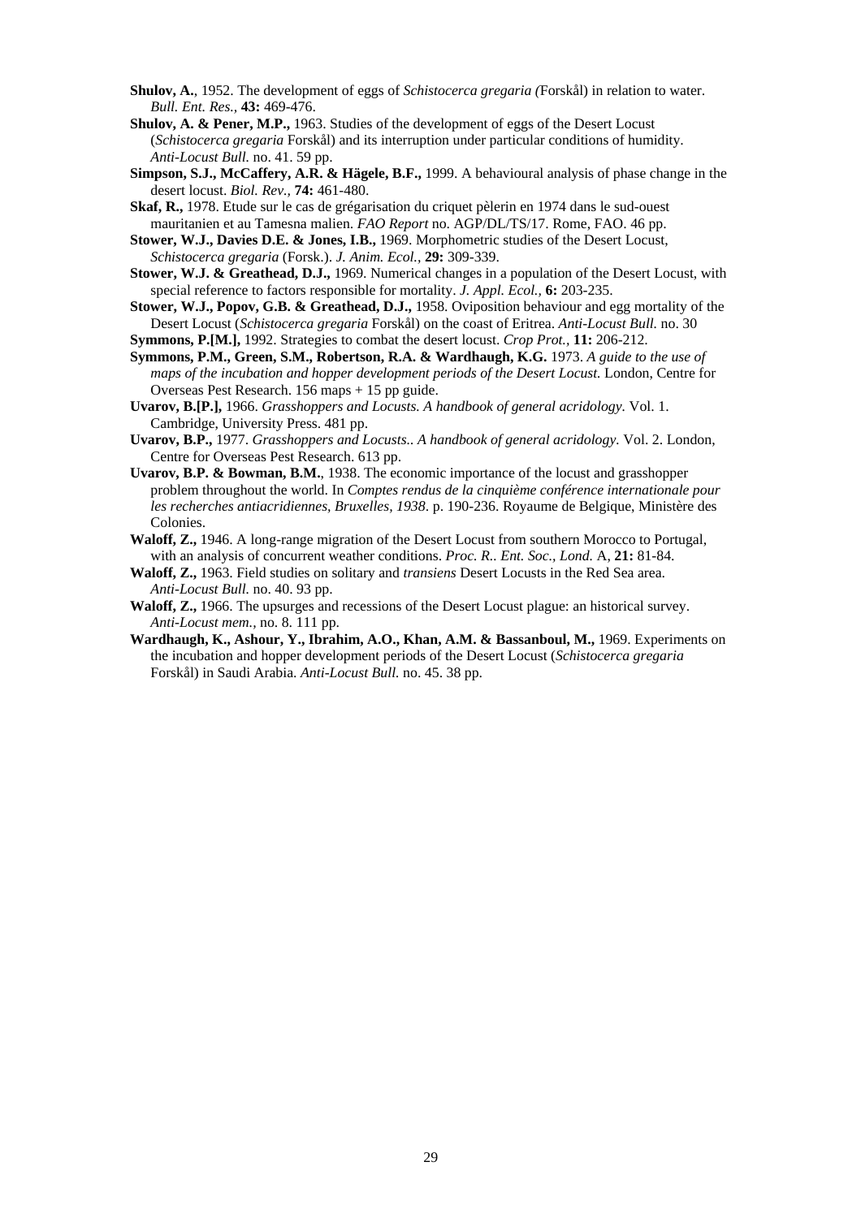**Shulov, A.**, 1952. The development of eggs of *Schistocerca gregaria (*Forskål) in relation to water. *Bull. Ent. Res.*, **43:** 469-476.

**Shulov, A. & Pener, M.P.,** 1963. Studies of the development of eggs of the Desert Locust (*Schistocerca gregaria* Forskål) and its interruption under particular conditions of humidity. *Anti-Locust Bull.* no. 41. 59 pp.

**Simpson, S.J., McCaffery, A.R. & Hägele, B.F.,** 1999. A behavioural analysis of phase change in the desert locust. *Biol. Rev.,* **74:** 461-480.

**Skaf, R.,** 1978. Etude sur le cas de grégarisation du criquet pèlerin en 1974 dans le sud-ouest mauritanien et au Tamesna malien. *FAO Report* no. AGP/DL/TS/17. Rome, FAO. 46 pp.

**Stower, W.J., Davies D.E. & Jones, I.B.,** 1969. Morphometric studies of the Desert Locust, *Schistocerca gregaria* (Forsk.). *J. Anim. Ecol.*, **29:** 309-339.

**Stower, W.J. & Greathead, D.J.,** 1969. Numerical changes in a population of the Desert Locust, with special reference to factors responsible for mortality. *J. Appl. Ecol.,* **6:** 203-235.

**Stower, W.J., Popov, G.B. & Greathead, D.J.,** 1958. Oviposition behaviour and egg mortality of the Desert Locust (*Schistocerca gregaria* Forskål) on the coast of Eritrea. *Anti-Locust Bull.* no. 30

**Symmons, P.[M.],** 1992. Strategies to combat the desert locust. *Crop Prot.*, **11:** 206-212.

**Symmons, P.M., Green, S.M., Robertson, R.A. & Wardhaugh, K.G.** 1973. *A guide to the use of maps of the incubation and hopper development periods of the Desert Locust.* London, Centre for Overseas Pest Research. 156 maps + 15 pp guide.

**Uvarov, B.[P.],** 1966. *Grasshoppers and Locusts. A handbook of general acridology.* Vol. 1. Cambridge, University Press. 481 pp.

**Uvarov, B.P.,** 1977. *Grasshoppers and Locusts.. A handbook of general acridology.* Vol. 2. London, Centre for Overseas Pest Research. 613 pp.

**Uvarov, B.P. & Bowman, B.M.**, 1938. The economic importance of the locust and grasshopper problem throughout the world. In *Comptes rendus de la cinquième conférence internationale pour les recherches antiacridiennes, Bruxelles, 1938*. p. 190-236. Royaume de Belgique, Ministère des Colonies.

**Waloff, Z.,** 1946. A long-range migration of the Desert Locust from southern Morocco to Portugal, with an analysis of concurrent weather conditions. *Proc. R.. Ent. Soc., Lond.* A, **21:** 81-84.

**Waloff, Z.,** 1963. Field studies on solitary and *transiens* Desert Locusts in the Red Sea area. *Anti-Locust Bull.* no. 40. 93 pp.

**Waloff, Z.,** 1966. The upsurges and recessions of the Desert Locust plague: an historical survey. *Anti-Locust mem.,* no. 8. 111 pp.

**Wardhaugh, K., Ashour, Y., Ibrahim, A.O., Khan, A.M. & Bassanboul, M.,** 1969. Experiments on the incubation and hopper development periods of the Desert Locust (*Schistocerca gregaria* Forskål) in Saudi Arabia. *Anti-Locust Bull.* no. 45. 38 pp.